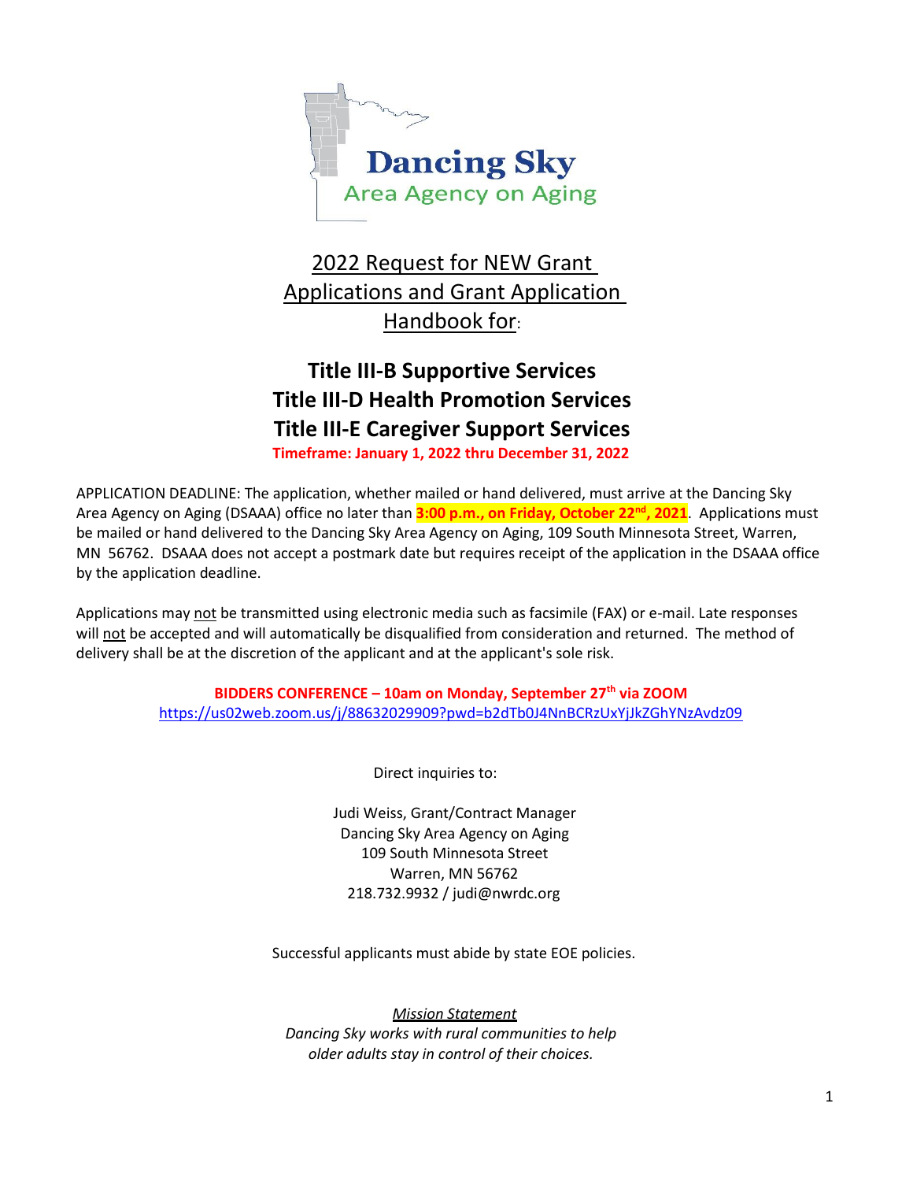Dancing Sky

Area Agency on Aging

# 2022 Request for NEW Grant Applications and Grant Application Handbook for:

## Title III-B Supportive Services
## Title III-D Health Promotion Services
## Title III-E Caregiver Support Services

**Timeframe: January 1, 2022 thru December 31, 2022**

APPLICATION DEADLINE: The application, whether mailed or hand delivered, must arrive at the Dancing Sky Area Agency on Aging (DSAAA) office no later than **3:00 p.m., on Friday, October 22nd, 2021**. Applications must be mailed or hand delivered to the Dancing Sky Area Agency on Aging, 109 South Minnesota Street, Warren, MN 56762. DSAAA does not accept a postmark date but requires receipt of the application in the DSAAA office by the application deadline.

Applications may not be transmitted using electronic media such as facsimile (FAX) or e-mail. Late responses will not be accepted and will automatically be disqualified from consideration and returned. The method of delivery shall be at the discretion of the applicant and at the applicant's sole risk.

**BIDDERS CONFERENCE – 10am on Monday, September 27th via ZOOM**

https://us02web.zoom.us/j/88632029909?pwd=b2dTb0J4NnBCRzUxYjJkZGhYNzAvdz09

Direct inquiries to:

Judi Weiss, Grant/Contract Manager
Dancing Sky Area Agency on Aging
109 South Minnesota Street
Warren, MN 56762
218.732.9932 / judi@nwrdc.org

Successful applicants must abide by state EOE policies.

*Mission Statement*

*Dancing Sky works with rural communities to help older adults stay in control of their choices.*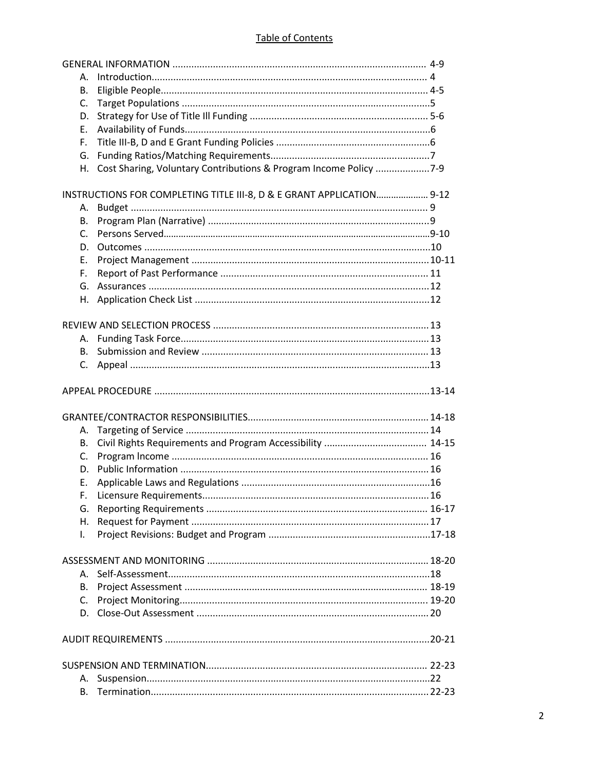# Table of Contents

GENERAL INFORMATION ............................................................................................. 4-9

- A. Introduction..................................................................................................... 4
- B. Eligible People................................................................................................... 4-5
- C. Target Populations ...........................................................................................5
- D. Strategy for Use of Title Ill Funding ................................................................. 5-6
- E. Availability of Funds..........................................................................................6
- F. Title III-B, D and E Grant Funding Policies .........................................................6
- G. Funding Ratios/Matching Requirements...........................................................7
- H. Cost Sharing, Voluntary Contributions & Program Income Policy ....................7-9

INSTRUCTIONS FOR COMPLETING TITLE III-8, D & E GRANT APPLICATION..................... 9-12

- A. Budget ............................................................................................................. 9
- B. Program Plan (Narrative) .................................................................................9
- C. Persons Served...........................................................................................................9-10
- D. Outcomes ..........................................................................................................10
- E. Project Management .......................................................................................10-11
- F. Report of Past Performance ............................................................................ 11
- G. Assurances ........................................................................................................12
- H. Application Check List .......................................................................................12

REVIEW AND SELECTION PROCESS ............................................................................... 13

- A. Funding Task Force............................................................................................13
- B. Submission and Review .................................................................................... 13
- C. Appeal ...............................................................................................................13

APPEAL PROCEDURE .....................................................................................................13-14

GRANTEE/CONTRACTOR RESPONSIBILITIES.................................................................. 14-18

- A. Targeting of Service ..........................................................................................14
- B. Civil Rights Requirements and Program Accessibility ...................................... 14-15
- C. Program lncome ............................................................................................... 16
- D. Public Information ........................................................................................... 16
- E. Applicable Laws and Regulations ......................................................................16
- F. Licensure Requirements...................................................................................16
- G. Reporting Requirements .................................................................................. 16-17
- H. Request for Payment ........................................................................................17
- I. Project Revisions: Budget and Program ............................................................17-18

ASSESSMENT AND MONITORING ................................................................................. 18-20

- A. Self-Assessment.................................................................................................18
- B. Project Assessment .......................................................................................... 18-19
- C. Project Monitoring............................................................................................ 19-20
- D. Close-Out Assessment ..................................................................................... 20

AUDIT REQUIREMENTS .................................................................................................20-21

SUSPENSION AND TERMINATION.................................................................................. 22-23

- A. Suspension........................................................................................................22
- B. Termination...................................................................................................... 22-23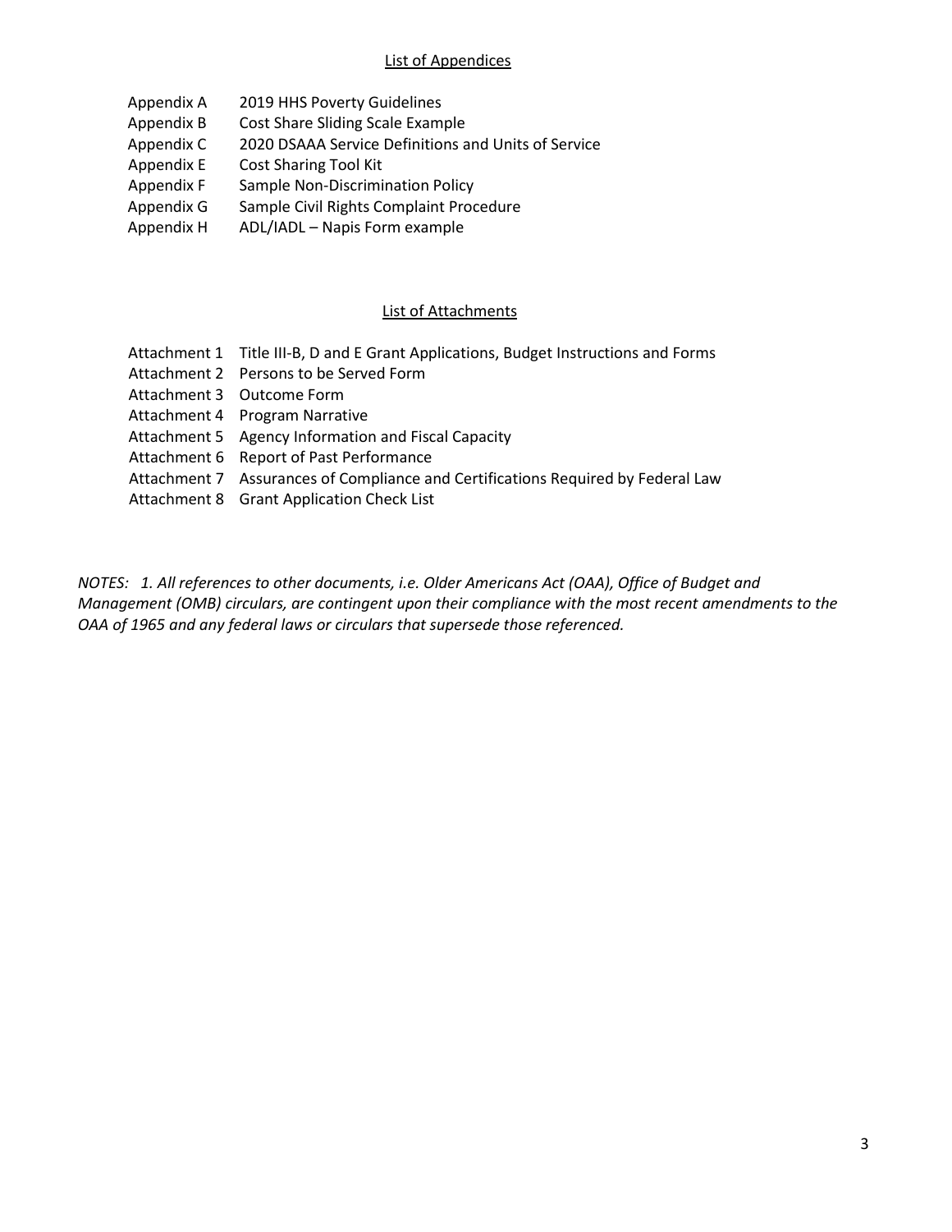## List of Appendices

- Appendix A 2019 HHS Poverty Guidelines
- Appendix B Cost Share Sliding Scale Example
- Appendix C 2020 DSAAA Service Definitions and Units of Service
- Appendix E Cost Sharing Tool Kit
- Appendix F Sample Non-Discrimination Policy
- Appendix G Sample Civil Rights Complaint Procedure
- Appendix H ADL/IADL – Napis Form example

## List of Attachments

- Attachment 1 Title III-B, D and E Grant Applications, Budget Instructions and Forms
- Attachment 2 Persons to be Served Form
- Attachment 3 Outcome Form
- Attachment 4 Program Narrative
- Attachment 5 Agency Information and Fiscal Capacity
- Attachment 6 Report of Past Performance
- Attachment 7 Assurances of Compliance and Certifications Required by Federal Law
- Attachment 8 Grant Application Check List

*NOTES: 1. All references to other documents, i.e. Older Americans Act (OAA), Office of Budget and Management (OMB) circulars, are contingent upon their compliance with the most recent amendments to the OAA of 1965 and any federal laws or circulars that supersede those referenced.*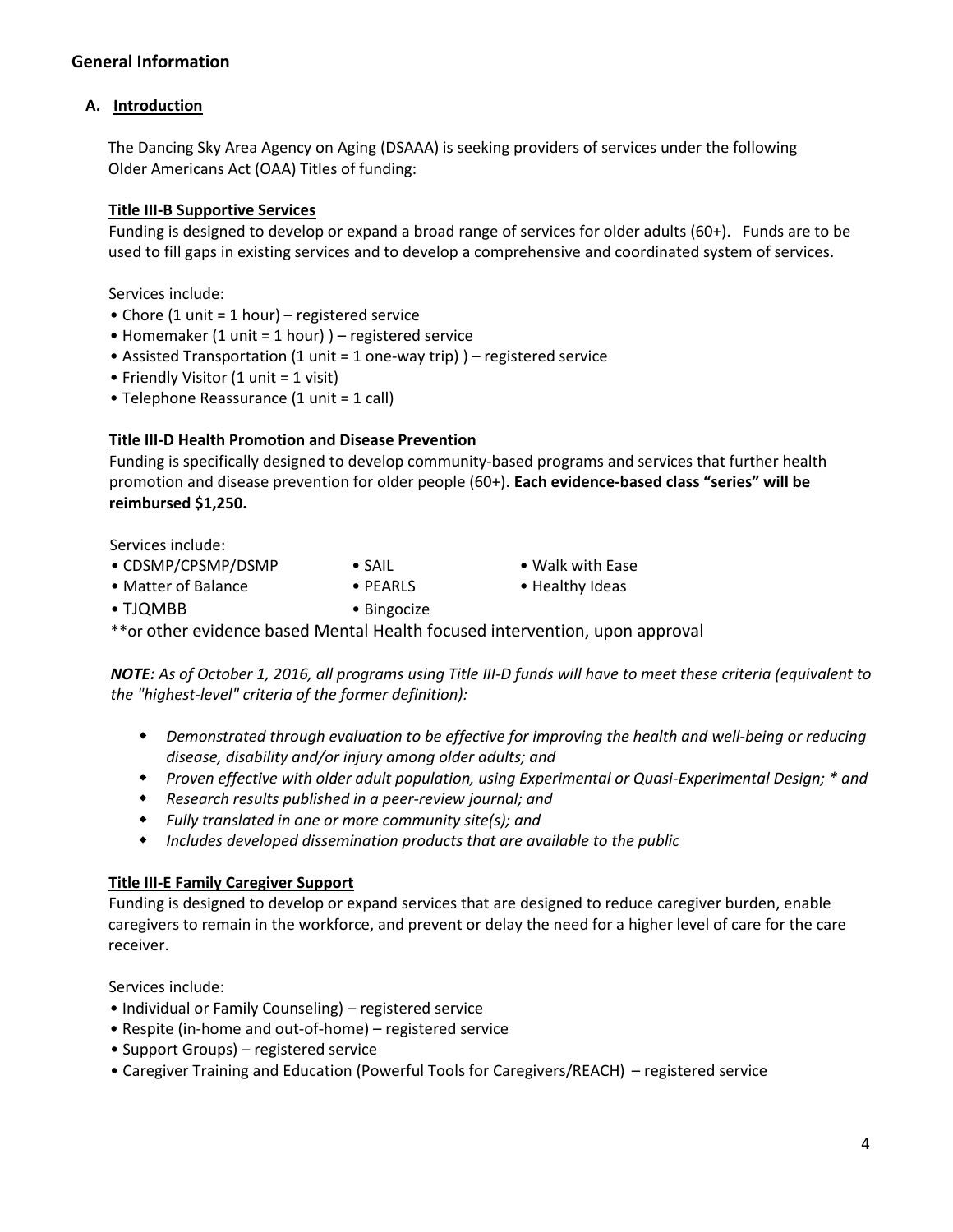## General Information

### A. Introduction

The Dancing Sky Area Agency on Aging (DSAAA) is seeking providers of services under the following Older Americans Act (OAA) Titles of funding:

**Title III-B Supportive Services**

Funding is designed to develop or expand a broad range of services for older adults (60+). Funds are to be used to fill gaps in existing services and to develop a comprehensive and coordinated system of services.

Services include:

- Chore (1 unit = 1 hour) – registered service
- Homemaker (1 unit = 1 hour) ) – registered service
- Assisted Transportation (1 unit = 1 one-way trip) ) – registered service
- Friendly Visitor (1 unit = 1 visit)
- Telephone Reassurance (1 unit = 1 call)

**Title III-D Health Promotion and Disease Prevention**

Funding is specifically designed to develop community-based programs and services that further health promotion and disease prevention for older people (60+). **Each evidence-based class "series" will be reimbursed $1,250.**

Services include:

- CDSMP/CPSMP/DSMP
- SAIL
- Walk with Ease
- Matter of Balance
- PEARLS
- Healthy Ideas
- TJQMBB
- Bingocize

**or other evidence based Mental Health focused intervention, upon approval

***NOTE:** As of October 1, 2016, all programs using Title III-D funds will have to meet these criteria (equivalent to the "highest-level" criteria of the former definition):*

- *Demonstrated through evaluation to be effective for improving the health and well-being or reducing disease, disability and/or injury among older adults; and*
- *Proven effective with older adult population, using Experimental or Quasi-Experimental Design; * and*
- *Research results published in a peer-review journal; and*
- *Fully translated in one or more community site(s); and*
- *Includes developed dissemination products that are available to the public*

**Title III-E Family Caregiver Support**

Funding is designed to develop or expand services that are designed to reduce caregiver burden, enable caregivers to remain in the workforce, and prevent or delay the need for a higher level of care for the care receiver.

Services include:

- Individual or Family Counseling) – registered service
- Respite (in-home and out-of-home) – registered service
- Support Groups) – registered service
- Caregiver Training and Education (Powerful Tools for Caregivers/REACH) – registered service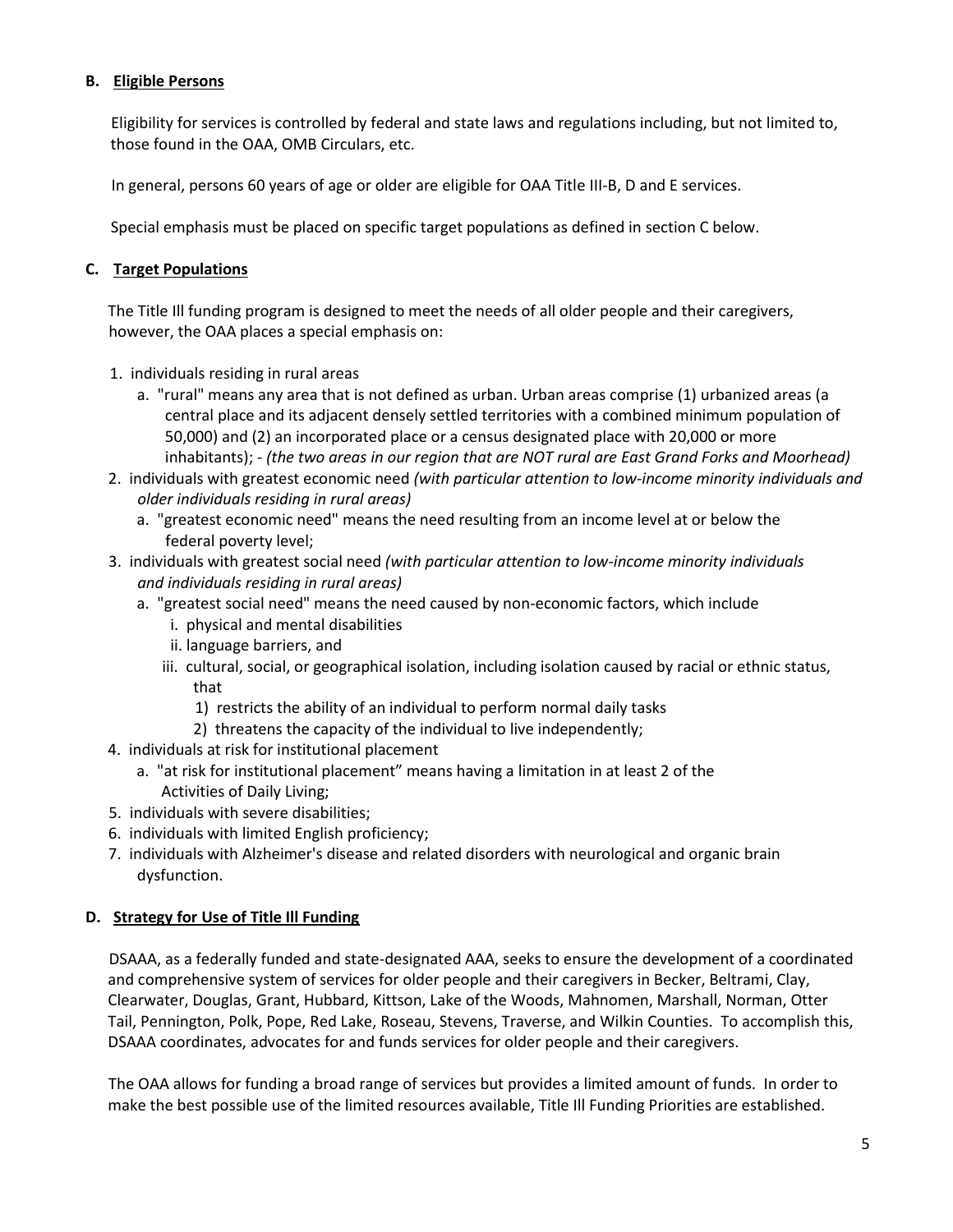**B. Eligible Persons**

Eligibility for services is controlled by federal and state laws and regulations including, but not limited to, those found in the OAA, OMB Circulars, etc.

In general, persons 60 years of age or older are eligible for OAA Title III-B, D and E services.

Special emphasis must be placed on specific target populations as defined in section C below.

**C. Target Populations**

The Title Ill funding program is designed to meet the needs of all older people and their caregivers, however, the OAA places a special emphasis on:

1. individuals residing in rural areas
   a. "rural" means any area that is not defined as urban. Urban areas comprise (1) urbanized areas (a central place and its adjacent densely settled territories with a combined minimum population of 50,000) and (2) an incorporated place or a census designated place with 20,000 or more inhabitants); - *(the two areas in our region that are NOT rural are East Grand Forks and Moorhead)*
2. individuals with greatest economic need *(with particular attention to low-income minority individuals and older individuals residing in rural areas)*
   a. "greatest economic need" means the need resulting from an income level at or below the federal poverty level;
3. individuals with greatest social need *(with particular attention to low-income minority individuals and individuals residing in rural areas)*
   a. "greatest social need" means the need caused by non-economic factors, which include
      i. physical and mental disabilities
      ii. language barriers, and
      iii. cultural, social, or geographical isolation, including isolation caused by racial or ethnic status, that
         1) restricts the ability of an individual to perform normal daily tasks
         2) threatens the capacity of the individual to live independently;
4. individuals at risk for institutional placement
   a. "at risk for institutional placement" means having a limitation in at least 2 of the Activities of Daily Living;
5. individuals with severe disabilities;
6. individuals with limited English proficiency;
7. individuals with Alzheimer's disease and related disorders with neurological and organic brain dysfunction.

**D. Strategy for Use of Title Ill Funding**

DSAAA, as a federally funded and state-designated AAA, seeks to ensure the development of a coordinated and comprehensive system of services for older people and their caregivers in Becker, Beltrami, Clay, Clearwater, Douglas, Grant, Hubbard, Kittson, Lake of the Woods, Mahnomen, Marshall, Norman, Otter Tail, Pennington, Polk, Pope, Red Lake, Roseau, Stevens, Traverse, and Wilkin Counties. To accomplish this, DSAAA coordinates, advocates for and funds services for older people and their caregivers.

The OAA allows for funding a broad range of services but provides a limited amount of funds. In order to make the best possible use of the limited resources available, Title Ill Funding Priorities are established.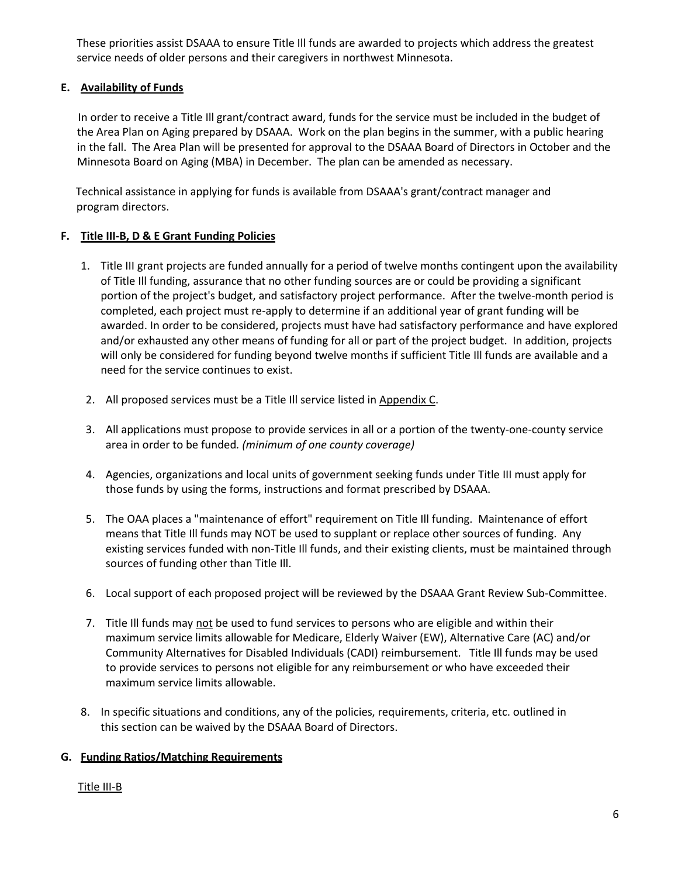These priorities assist DSAAA to ensure Title Ill funds are awarded to projects which address the greatest service needs of older persons and their caregivers in northwest Minnesota.

### E. Availability of Funds

In order to receive a Title Ill grant/contract award, funds for the service must be included in the budget of the Area Plan on Aging prepared by DSAAA. Work on the plan begins in the summer, with a public hearing in the fall. The Area Plan will be presented for approval to the DSAAA Board of Directors in October and the Minnesota Board on Aging (MBA) in December. The plan can be amended as necessary.

Technical assistance in applying for funds is available from DSAAA's grant/contract manager and program directors.

### F. Title III-B, D & E Grant Funding Policies

1. Title III grant projects are funded annually for a period of twelve months contingent upon the availability of Title Ill funding, assurance that no other funding sources are or could be providing a significant portion of the project's budget, and satisfactory project performance. After the twelve-month period is completed, each project must re-apply to determine if an additional year of grant funding will be awarded. In order to be considered, projects must have had satisfactory performance and have explored and/or exhausted any other means of funding for all or part of the project budget. In addition, projects will only be considered for funding beyond twelve months if sufficient Title Ill funds are available and a need for the service continues to exist.

2. All proposed services must be a Title Ill service listed in Appendix C.

3. All applications must propose to provide services in all or a portion of the twenty-one-county service area in order to be funded. *(minimum of one county coverage)*

4. Agencies, organizations and local units of government seeking funds under Title III must apply for those funds by using the forms, instructions and format prescribed by DSAAA.

5. The OAA places a "maintenance of effort" requirement on Title Ill funding. Maintenance of effort means that Title Ill funds may NOT be used to supplant or replace other sources of funding. Any existing services funded with non-Title Ill funds, and their existing clients, must be maintained through sources of funding other than Title Ill.

6. Local support of each proposed project will be reviewed by the DSAAA Grant Review Sub-Committee.

7. Title Ill funds may not be used to fund services to persons who are eligible and within their maximum service limits allowable for Medicare, Elderly Waiver (EW), Alternative Care (AC) and/or Community Alternatives for Disabled Individuals (CADI) reimbursement. Title Ill funds may be used to provide services to persons not eligible for any reimbursement or who have exceeded their maximum service limits allowable.

8. In specific situations and conditions, any of the policies, requirements, criteria, etc. outlined in this section can be waived by the DSAAA Board of Directors.

### G. Funding Ratios/Matching Requirements

Title III-B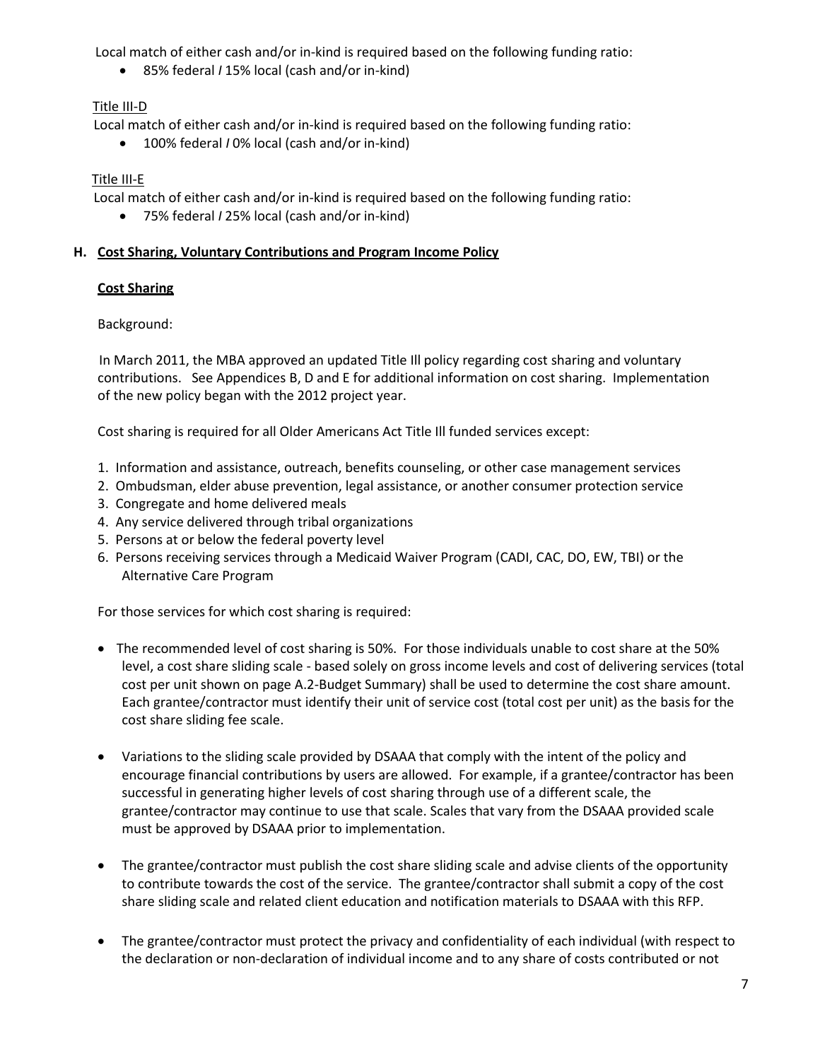Local match of either cash and/or in-kind is required based on the following funding ratio:

- 85% federal / 15% local (cash and/or in-kind)

Title III-D

Local match of either cash and/or in-kind is required based on the following funding ratio:

- 100% federal / 0% local (cash and/or in-kind)

Title III-E

Local match of either cash and/or in-kind is required based on the following funding ratio:

- 75% federal / 25% local (cash and/or in-kind)

### H. Cost Sharing, Voluntary Contributions and Program Income Policy

**Cost Sharing**

Background:

In March 2011, the MBA approved an updated Title Ill policy regarding cost sharing and voluntary contributions. See Appendices B, D and E for additional information on cost sharing. Implementation of the new policy began with the 2012 project year.

Cost sharing is required for all Older Americans Act Title Ill funded services except:

1. Information and assistance, outreach, benefits counseling, or other case management services
2. Ombudsman, elder abuse prevention, legal assistance, or another consumer protection service
3. Congregate and home delivered meals
4. Any service delivered through tribal organizations
5. Persons at or below the federal poverty level
6. Persons receiving services through a Medicaid Waiver Program (CADI, CAC, DO, EW, TBI) or the Alternative Care Program

For those services for which cost sharing is required:

- The recommended level of cost sharing is 50%. For those individuals unable to cost share at the 50% level, a cost share sliding scale - based solely on gross income levels and cost of delivering services (total cost per unit shown on page A.2-Budget Summary) shall be used to determine the cost share amount. Each grantee/contractor must identify their unit of service cost (total cost per unit) as the basis for the cost share sliding fee scale.
- Variations to the sliding scale provided by DSAAA that comply with the intent of the policy and encourage financial contributions by users are allowed. For example, if a grantee/contractor has been successful in generating higher levels of cost sharing through use of a different scale, the grantee/contractor may continue to use that scale. Scales that vary from the DSAAA provided scale must be approved by DSAAA prior to implementation.
- The grantee/contractor must publish the cost share sliding scale and advise clients of the opportunity to contribute towards the cost of the service. The grantee/contractor shall submit a copy of the cost share sliding scale and related client education and notification materials to DSAAA with this RFP.
- The grantee/contractor must protect the privacy and confidentiality of each individual (with respect to the declaration or non-declaration of individual income and to any share of costs contributed or not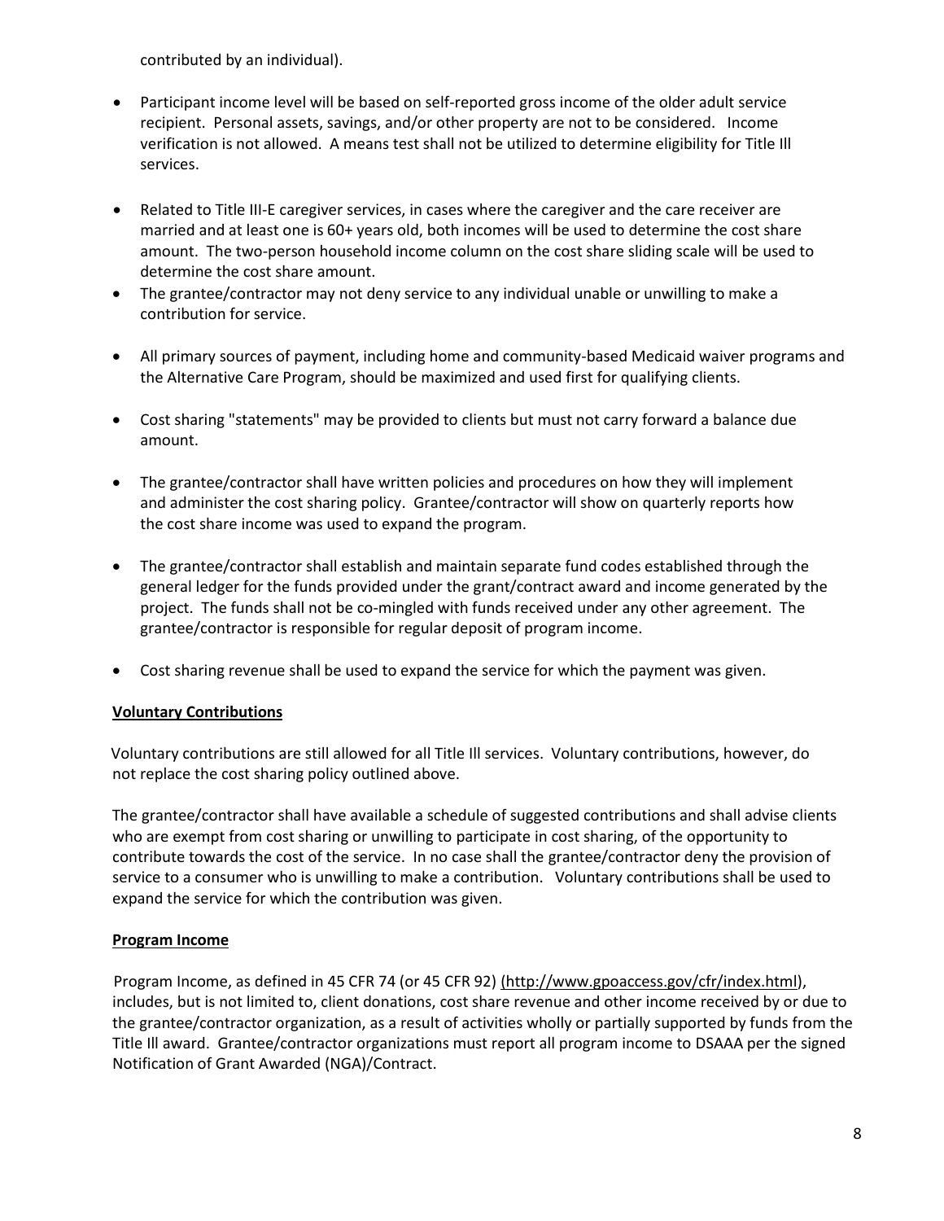contributed by an individual).

- Participant income level will be based on self-reported gross income of the older adult service recipient. Personal assets, savings, and/or other property are not to be considered. Income verification is not allowed. A means test shall not be utilized to determine eligibility for Title Ill services.
- Related to Title III-E caregiver services, in cases where the caregiver and the care receiver are married and at least one is 60+ years old, both incomes will be used to determine the cost share amount. The two-person household income column on the cost share sliding scale will be used to determine the cost share amount.
- The grantee/contractor may not deny service to any individual unable or unwilling to make a contribution for service.
- All primary sources of payment, including home and community-based Medicaid waiver programs and the Alternative Care Program, should be maximized and used first for qualifying clients.
- Cost sharing "statements" may be provided to clients but must not carry forward a balance due amount.
- The grantee/contractor shall have written policies and procedures on how they will implement and administer the cost sharing policy. Grantee/contractor will show on quarterly reports how the cost share income was used to expand the program.
- The grantee/contractor shall establish and maintain separate fund codes established through the general ledger for the funds provided under the grant/contract award and income generated by the project. The funds shall not be co-mingled with funds received under any other agreement. The grantee/contractor is responsible for regular deposit of program income.
- Cost sharing revenue shall be used to expand the service for which the payment was given.

**Voluntary Contributions**

Voluntary contributions are still allowed for all Title Ill services. Voluntary contributions, however, do not replace the cost sharing policy outlined above.

The grantee/contractor shall have available a schedule of suggested contributions and shall advise clients who are exempt from cost sharing or unwilling to participate in cost sharing, of the opportunity to contribute towards the cost of the service. In no case shall the grantee/contractor deny the provision of service to a consumer who is unwilling to make a contribution. Voluntary contributions shall be used to expand the service for which the contribution was given.

**Program Income**

Program Income, as defined in 45 CFR 74 (or 45 CFR 92) (http://www.gpoaccess.gov/cfr/index.html), includes, but is not limited to, client donations, cost share revenue and other income received by or due to the grantee/contractor organization, as a result of activities wholly or partially supported by funds from the Title Ill award. Grantee/contractor organizations must report all program income to DSAAA per the signed Notification of Grant Awarded (NGA)/Contract.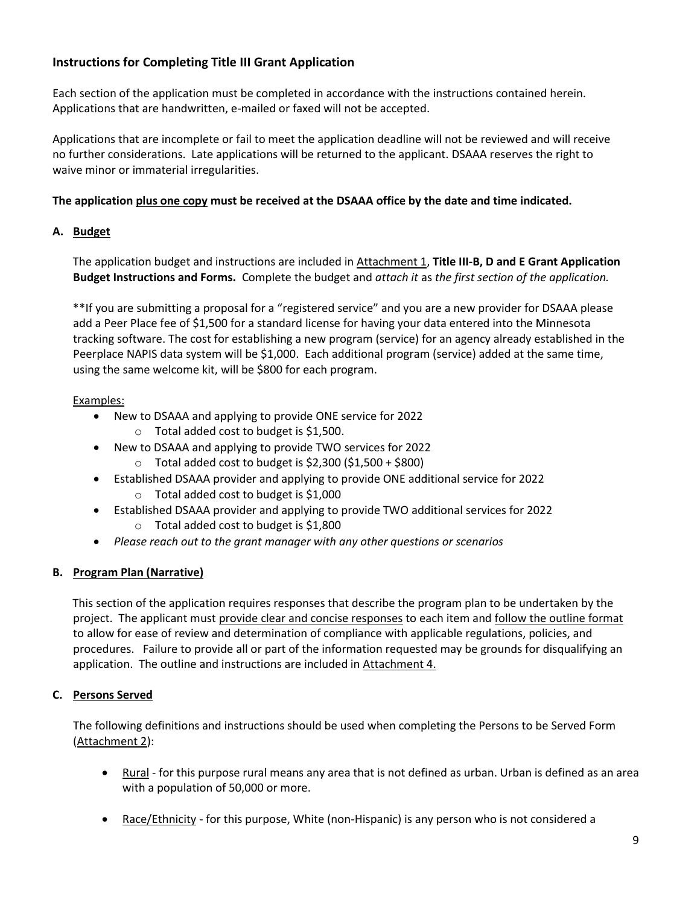## Instructions for Completing Title III Grant Application

Each section of the application must be completed in accordance with the instructions contained herein. Applications that are handwritten, e-mailed or faxed will not be accepted.

Applications that are incomplete or fail to meet the application deadline will not be reviewed and will receive no further considerations. Late applications will be returned to the applicant. DSAAA reserves the right to waive minor or immaterial irregularities.

**The application plus one copy must be received at the DSAAA office by the date and time indicated.**

### A. Budget

The application budget and instructions are included in Attachment 1, **Title III-B, D and E Grant Application Budget Instructions and Forms.** Complete the budget and *attach it* as *the first section of the application.*

**If you are submitting a proposal for a "registered service" and you are a new provider for DSAAA please add a Peer Place fee of $1,500 for a standard license for having your data entered into the Minnesota tracking software. The cost for establishing a new program (service) for an agency already established in the Peerplace NAPIS data system will be $1,000. Each additional program (service) added at the same time, using the same welcome kit, will be $800 for each program.

Examples:

- New to DSAAA and applying to provide ONE service for 2022
  - Total added cost to budget is $1,500.
- New to DSAAA and applying to provide TWO services for 2022
  - Total added cost to budget is $2,300 ($1,500 + $800)
- Established DSAAA provider and applying to provide ONE additional service for 2022
  - Total added cost to budget is $1,000
- Established DSAAA provider and applying to provide TWO additional services for 2022
  - Total added cost to budget is $1,800
- *Please reach out to the grant manager with any other questions or scenarios*

### B. Program Plan (Narrative)

This section of the application requires responses that describe the program plan to be undertaken by the project. The applicant must provide clear and concise responses to each item and follow the outline format to allow for ease of review and determination of compliance with applicable regulations, policies, and procedures. Failure to provide all or part of the information requested may be grounds for disqualifying an application. The outline and instructions are included in Attachment 4.

### C. Persons Served

The following definitions and instructions should be used when completing the Persons to be Served Form (Attachment 2):

- Rural - for this purpose rural means any area that is not defined as urban. Urban is defined as an area with a population of 50,000 or more.
- Race/Ethnicity - for this purpose, White (non-Hispanic) is any person who is not considered a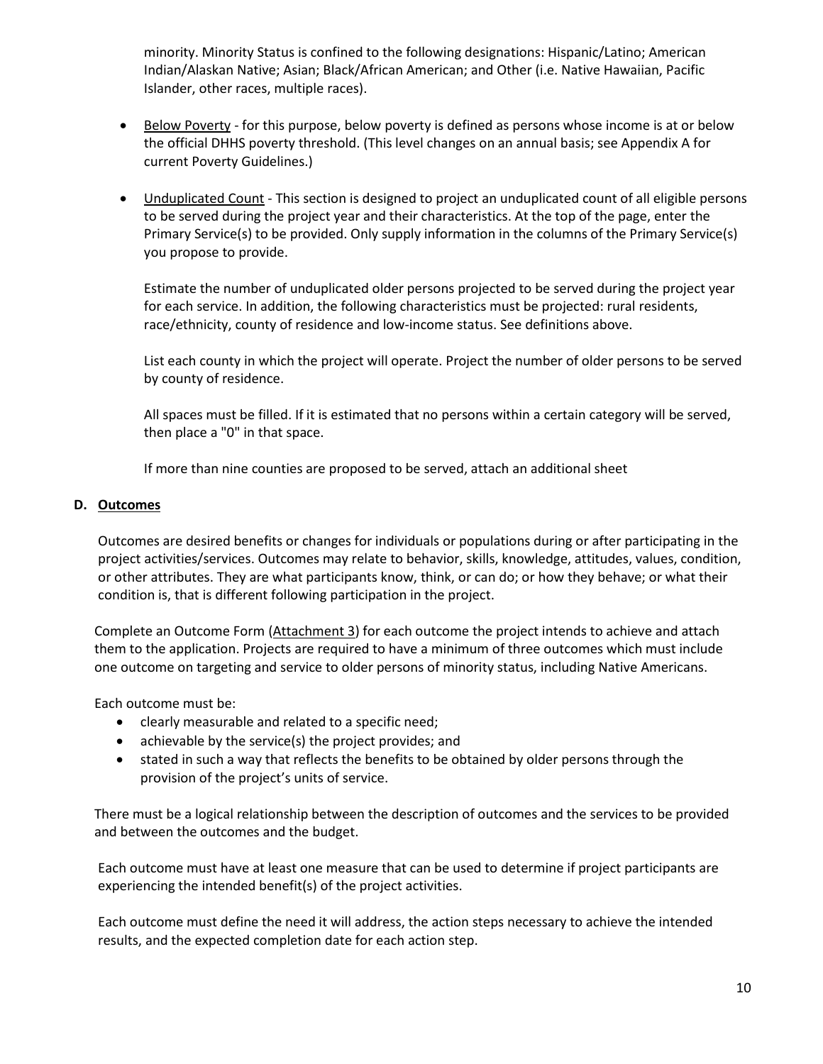minority. Minority Status is confined to the following designations: Hispanic/Latino; American Indian/Alaskan Native; Asian; Black/African American; and Other (i.e. Native Hawaiian, Pacific Islander, other races, multiple races).

- Below Poverty - for this purpose, below poverty is defined as persons whose income is at or below the official DHHS poverty threshold. (This level changes on an annual basis; see Appendix A for current Poverty Guidelines.)

- Unduplicated Count - This section is designed to project an unduplicated count of all eligible persons to be served during the project year and their characteristics. At the top of the page, enter the Primary Service(s) to be provided. Only supply information in the columns of the Primary Service(s) you propose to provide.

  Estimate the number of unduplicated older persons projected to be served during the project year for each service. In addition, the following characteristics must be projected: rural residents, race/ethnicity, county of residence and low-income status. See definitions above.

  List each county in which the project will operate. Project the number of older persons to be served by county of residence.

  All spaces must be filled. If it is estimated that no persons within a certain category will be served, then place a "0" in that space.

  If more than nine counties are proposed to be served, attach an additional sheet

### D. Outcomes

Outcomes are desired benefits or changes for individuals or populations during or after participating in the project activities/services. Outcomes may relate to behavior, skills, knowledge, attitudes, values, condition, or other attributes. They are what participants know, think, or can do; or how they behave; or what their condition is, that is different following participation in the project.

Complete an Outcome Form (Attachment 3) for each outcome the project intends to achieve and attach them to the application. Projects are required to have a minimum of three outcomes which must include one outcome on targeting and service to older persons of minority status, including Native Americans.

Each outcome must be:

- clearly measurable and related to a specific need;
- achievable by the service(s) the project provides; and
- stated in such a way that reflects the benefits to be obtained by older persons through the provision of the project's units of service.

There must be a logical relationship between the description of outcomes and the services to be provided and between the outcomes and the budget.

Each outcome must have at least one measure that can be used to determine if project participants are experiencing the intended benefit(s) of the project activities.

Each outcome must define the need it will address, the action steps necessary to achieve the intended results, and the expected completion date for each action step.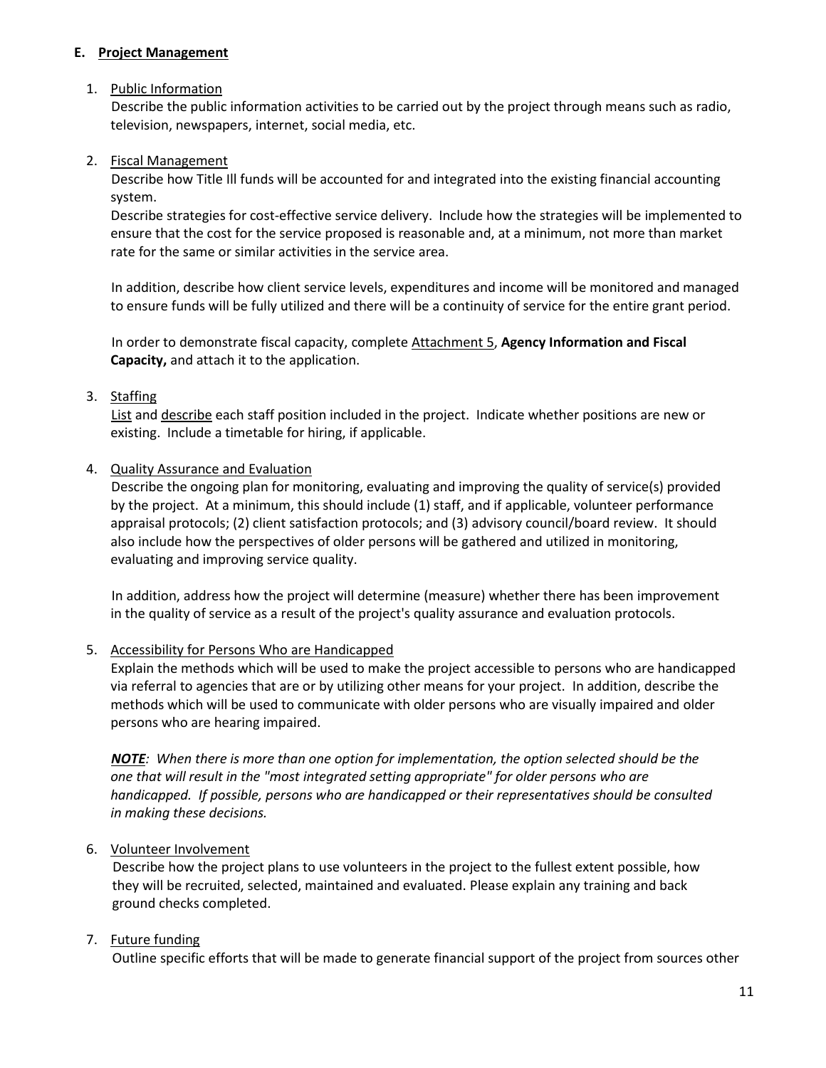## E. Project Management

1. Public Information

   Describe the public information activities to be carried out by the project through means such as radio, television, newspapers, internet, social media, etc.

2. Fiscal Management

   Describe how Title Ill funds will be accounted for and integrated into the existing financial accounting system.

   Describe strategies for cost-effective service delivery. Include how the strategies will be implemented to ensure that the cost for the service proposed is reasonable and, at a minimum, not more than market rate for the same or similar activities in the service area.

   In addition, describe how client service levels, expenditures and income will be monitored and managed to ensure funds will be fully utilized and there will be a continuity of service for the entire grant period.

   In order to demonstrate fiscal capacity, complete Attachment 5, **Agency Information and Fiscal Capacity,** and attach it to the application.

3. Staffing

   List and describe each staff position included in the project. Indicate whether positions are new or existing. Include a timetable for hiring, if applicable.

4. Quality Assurance and Evaluation

   Describe the ongoing plan for monitoring, evaluating and improving the quality of service(s) provided by the project. At a minimum, this should include (1) staff, and if applicable, volunteer performance appraisal protocols; (2) client satisfaction protocols; and (3) advisory council/board review. It should also include how the perspectives of older persons will be gathered and utilized in monitoring, evaluating and improving service quality.

   In addition, address how the project will determine (measure) whether there has been improvement in the quality of service as a result of the project's quality assurance and evaluation protocols.

5. Accessibility for Persons Who are Handicapped

   Explain the methods which will be used to make the project accessible to persons who are handicapped via referral to agencies that are or by utilizing other means for your project. In addition, describe the methods which will be used to communicate with older persons who are visually impaired and older persons who are hearing impaired.

   ***NOTE****: When there is more than one option for implementation, the option selected should be the one that will result in the "most integrated setting appropriate" for older persons who are handicapped. If possible, persons who are handicapped or their representatives should be consulted in making these decisions.*

6. Volunteer Involvement

   Describe how the project plans to use volunteers in the project to the fullest extent possible, how they will be recruited, selected, maintained and evaluated. Please explain any training and back ground checks completed.

7. Future funding

   Outline specific efforts that will be made to generate financial support of the project from sources other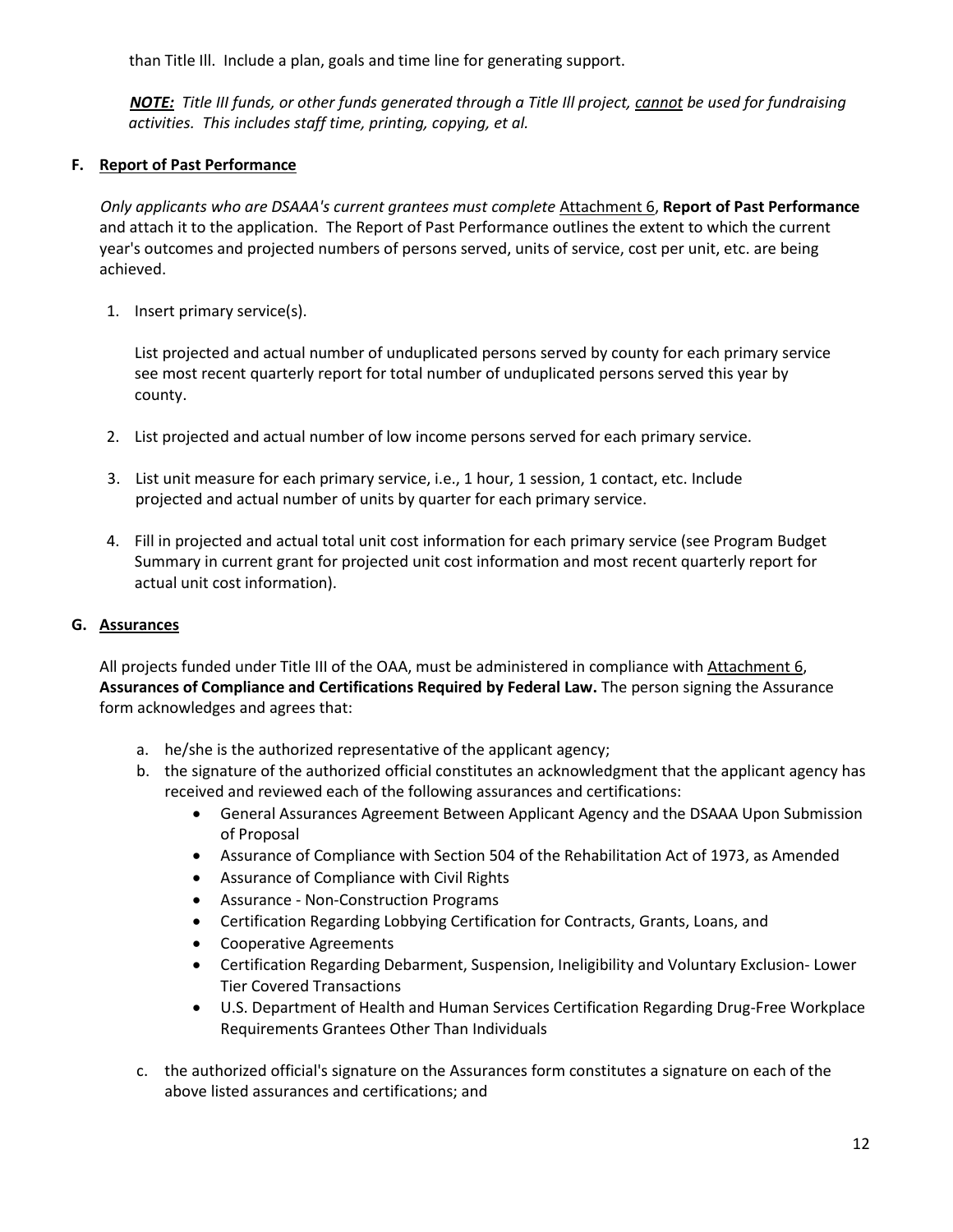than Title Ill. Include a plan, goals and time line for generating support.

***NOTE:*** *Title III funds, or other funds generated through a Title Ill project, cannot be used for fundraising activities. This includes staff time, printing, copying, et al.*

### F. Report of Past Performance

*Only applicants who are DSAAA's current grantees must complete* Attachment 6, **Report of Past Performance** and attach it to the application. The Report of Past Performance outlines the extent to which the current year's outcomes and projected numbers of persons served, units of service, cost per unit, etc. are being achieved.

1. Insert primary service(s).

   List projected and actual number of unduplicated persons served by county for each primary service see most recent quarterly report for total number of unduplicated persons served this year by county.

2. List projected and actual number of low income persons served for each primary service.

3. List unit measure for each primary service, i.e., 1 hour, 1 session, 1 contact, etc. Include projected and actual number of units by quarter for each primary service.

4. Fill in projected and actual total unit cost information for each primary service (see Program Budget Summary in current grant for projected unit cost information and most recent quarterly report for actual unit cost information).

### G. Assurances

All projects funded under Title III of the OAA, must be administered in compliance with Attachment 6, **Assurances of Compliance and Certifications Required by Federal Law.** The person signing the Assurance form acknowledges and agrees that:

a. he/she is the authorized representative of the applicant agency;
b. the signature of the authorized official constitutes an acknowledgment that the applicant agency has received and reviewed each of the following assurances and certifications:
   - General Assurances Agreement Between Applicant Agency and the DSAAA Upon Submission of Proposal
   - Assurance of Compliance with Section 504 of the Rehabilitation Act of 1973, as Amended
   - Assurance of Compliance with Civil Rights
   - Assurance - Non-Construction Programs
   - Certification Regarding Lobbying Certification for Contracts, Grants, Loans, and
   - Cooperative Agreements
   - Certification Regarding Debarment, Suspension, Ineligibility and Voluntary Exclusion- Lower Tier Covered Transactions
   - U.S. Department of Health and Human Services Certification Regarding Drug-Free Workplace Requirements Grantees Other Than Individuals
c. the authorized official's signature on the Assurances form constitutes a signature on each of the above listed assurances and certifications; and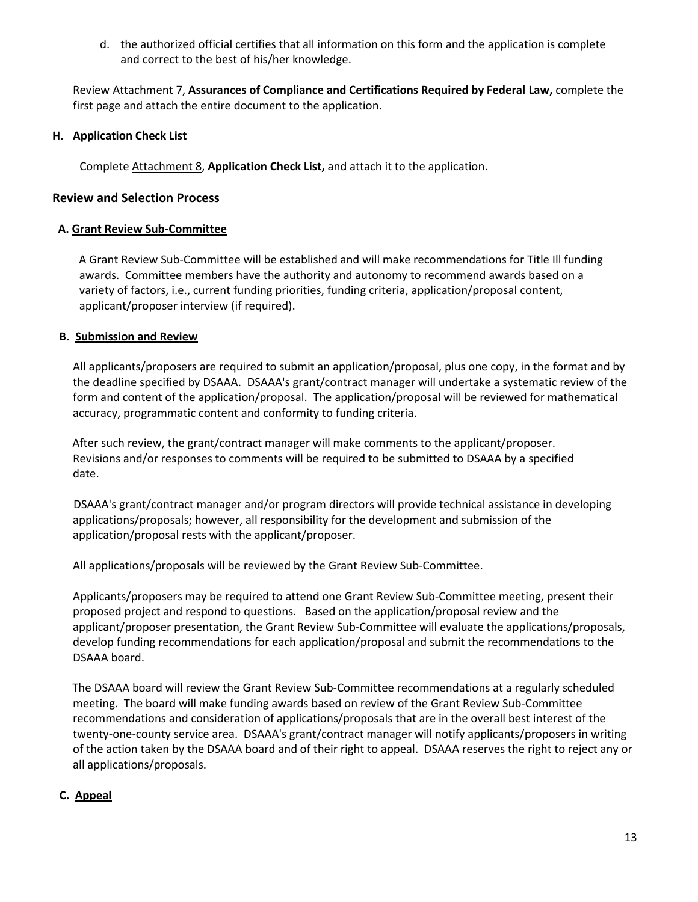d. the authorized official certifies that all information on this form and the application is complete and correct to the best of his/her knowledge.

Review Attachment 7, **Assurances of Compliance and Certifications Required by Federal Law,** complete the first page and attach the entire document to the application.

### H. Application Check List

Complete Attachment 8, **Application Check List,** and attach it to the application.

## Review and Selection Process

### A. Grant Review Sub-Committee

A Grant Review Sub-Committee will be established and will make recommendations for Title Ill funding awards. Committee members have the authority and autonomy to recommend awards based on a variety of factors, i.e., current funding priorities, funding criteria, application/proposal content, applicant/proposer interview (if required).

### B. Submission and Review

All applicants/proposers are required to submit an application/proposal, plus one copy, in the format and by the deadline specified by DSAAA. DSAAA's grant/contract manager will undertake a systematic review of the form and content of the application/proposal. The application/proposal will be reviewed for mathematical accuracy, programmatic content and conformity to funding criteria.

After such review, the grant/contract manager will make comments to the applicant/proposer. Revisions and/or responses to comments will be required to be submitted to DSAAA by a specified date.

DSAAA's grant/contract manager and/or program directors will provide technical assistance in developing applications/proposals; however, all responsibility for the development and submission of the application/proposal rests with the applicant/proposer.

All applications/proposals will be reviewed by the Grant Review Sub-Committee.

Applicants/proposers may be required to attend one Grant Review Sub-Committee meeting, present their proposed project and respond to questions. Based on the application/proposal review and the applicant/proposer presentation, the Grant Review Sub-Committee will evaluate the applications/proposals, develop funding recommendations for each application/proposal and submit the recommendations to the DSAAA board.

The DSAAA board will review the Grant Review Sub-Committee recommendations at a regularly scheduled meeting. The board will make funding awards based on review of the Grant Review Sub-Committee recommendations and consideration of applications/proposals that are in the overall best interest of the twenty-one-county service area. DSAAA's grant/contract manager will notify applicants/proposers in writing of the action taken by the DSAAA board and of their right to appeal. DSAAA reserves the right to reject any or all applications/proposals.

### C. Appeal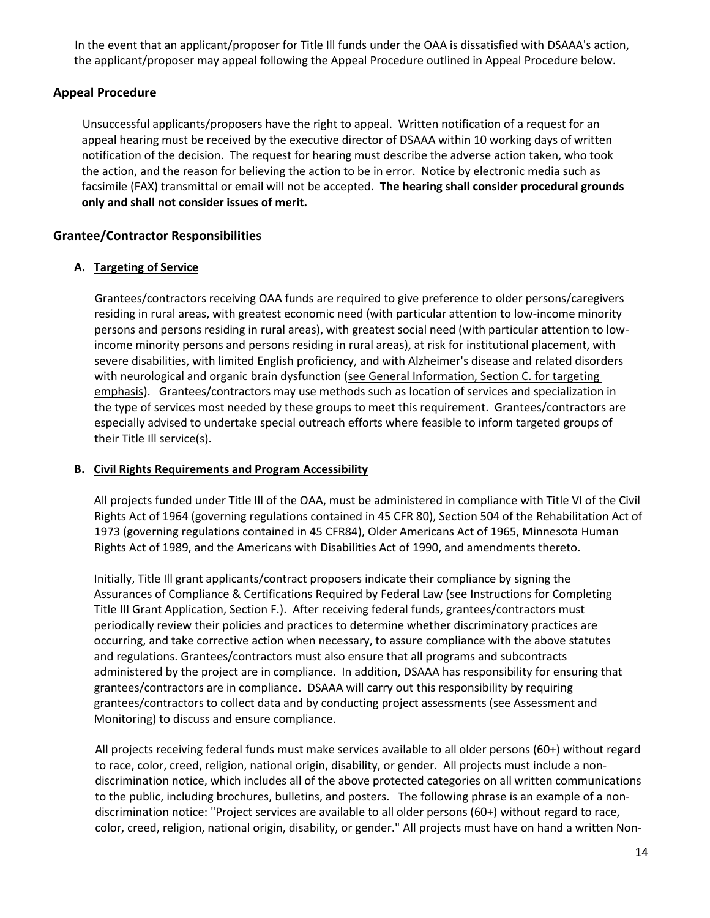In the event that an applicant/proposer for Title Ill funds under the OAA is dissatisfied with DSAAA's action, the applicant/proposer may appeal following the Appeal Procedure outlined in Appeal Procedure below.

## Appeal Procedure

Unsuccessful applicants/proposers have the right to appeal. Written notification of a request for an appeal hearing must be received by the executive director of DSAAA within 10 working days of written notification of the decision. The request for hearing must describe the adverse action taken, who took the action, and the reason for believing the action to be in error. Notice by electronic media such as facsimile (FAX) transmittal or email will not be accepted. **The hearing shall consider procedural grounds only and shall not consider issues of merit.**

## Grantee/Contractor Responsibilities

### A. Targeting of Service

Grantees/contractors receiving OAA funds are required to give preference to older persons/caregivers residing in rural areas, with greatest economic need (with particular attention to low-income minority persons and persons residing in rural areas), with greatest social need (with particular attention to low-income minority persons and persons residing in rural areas), at risk for institutional placement, with severe disabilities, with limited English proficiency, and with Alzheimer's disease and related disorders with neurological and organic brain dysfunction (see General Information, Section C. for targeting emphasis). Grantees/contractors may use methods such as location of services and specialization in the type of services most needed by these groups to meet this requirement. Grantees/contractors are especially advised to undertake special outreach efforts where feasible to inform targeted groups of their Title Ill service(s).

### B. Civil Rights Requirements and Program Accessibility

All projects funded under Title Ill of the OAA, must be administered in compliance with Title VI of the Civil Rights Act of 1964 (governing regulations contained in 45 CFR 80), Section 504 of the Rehabilitation Act of 1973 (governing regulations contained in 45 CFR84), Older Americans Act of 1965, Minnesota Human Rights Act of 1989, and the Americans with Disabilities Act of 1990, and amendments thereto.

Initially, Title Ill grant applicants/contract proposers indicate their compliance by signing the Assurances of Compliance & Certifications Required by Federal Law (see Instructions for Completing Title III Grant Application, Section F.). After receiving federal funds, grantees/contractors must periodically review their policies and practices to determine whether discriminatory practices are occurring, and take corrective action when necessary, to assure compliance with the above statutes and regulations. Grantees/contractors must also ensure that all programs and subcontracts administered by the project are in compliance. In addition, DSAAA has responsibility for ensuring that grantees/contractors are in compliance. DSAAA will carry out this responsibility by requiring grantees/contractors to collect data and by conducting project assessments (see Assessment and Monitoring) to discuss and ensure compliance.

All projects receiving federal funds must make services available to all older persons (60+) without regard to race, color, creed, religion, national origin, disability, or gender. All projects must include a non-discrimination notice, which includes all of the above protected categories on all written communications to the public, including brochures, bulletins, and posters. The following phrase is an example of a non-discrimination notice: "Project services are available to all older persons (60+) without regard to race, color, creed, religion, national origin, disability, or gender." All projects must have on hand a written Non-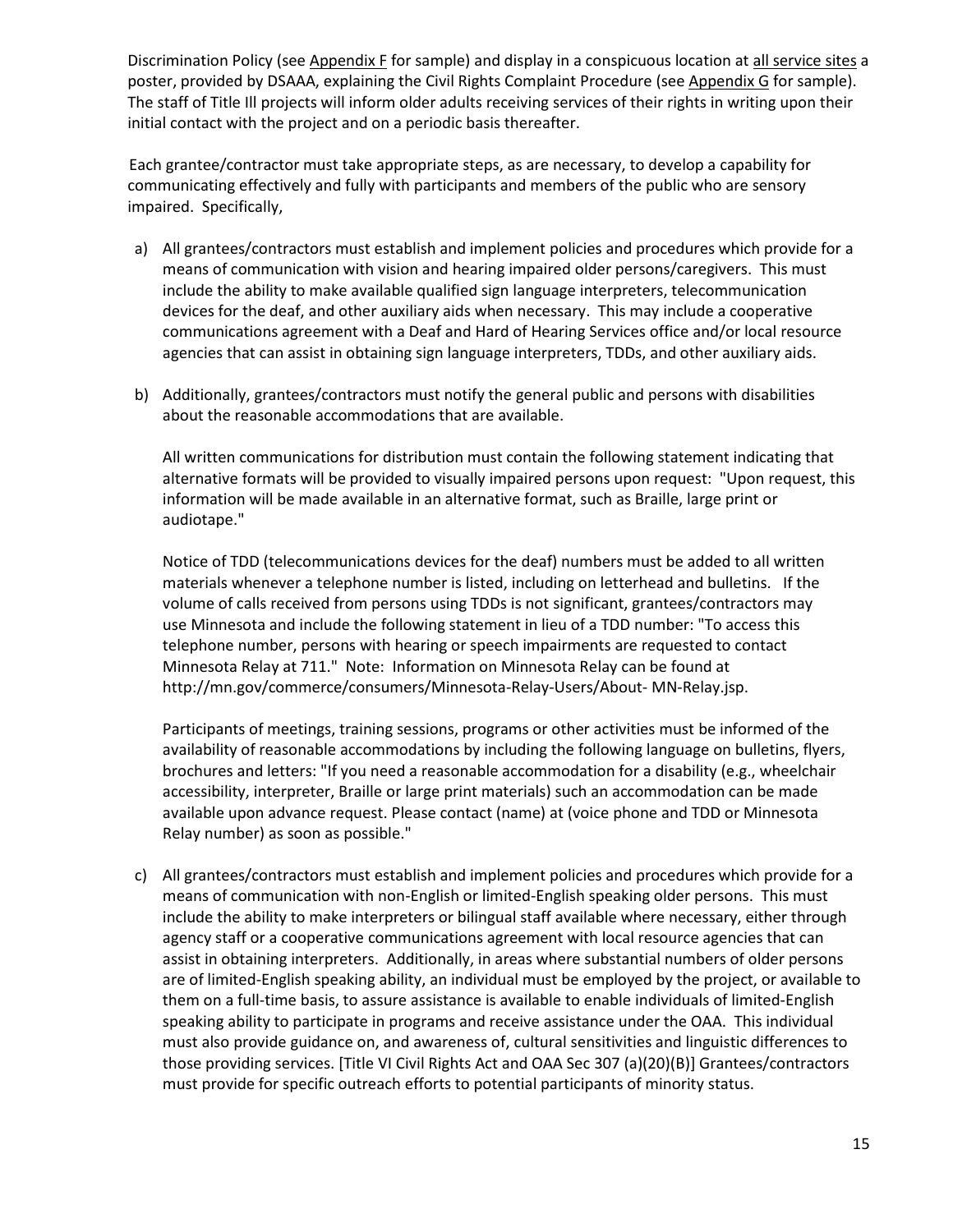Discrimination Policy (see Appendix F for sample) and display in a conspicuous location at all service sites a poster, provided by DSAAA, explaining the Civil Rights Complaint Procedure (see Appendix G for sample). The staff of Title Ill projects will inform older adults receiving services of their rights in writing upon their initial contact with the project and on a periodic basis thereafter.

Each grantee/contractor must take appropriate steps, as are necessary, to develop a capability for communicating effectively and fully with participants and members of the public who are sensory impaired. Specifically,

a) All grantees/contractors must establish and implement policies and procedures which provide for a means of communication with vision and hearing impaired older persons/caregivers. This must include the ability to make available qualified sign language interpreters, telecommunication devices for the deaf, and other auxiliary aids when necessary. This may include a cooperative communications agreement with a Deaf and Hard of Hearing Services office and/or local resource agencies that can assist in obtaining sign language interpreters, TDDs, and other auxiliary aids.

b) Additionally, grantees/contractors must notify the general public and persons with disabilities about the reasonable accommodations that are available.

   All written communications for distribution must contain the following statement indicating that alternative formats will be provided to visually impaired persons upon request: "Upon request, this information will be made available in an alternative format, such as Braille, large print or audiotape."

   Notice of TDD (telecommunications devices for the deaf) numbers must be added to all written materials whenever a telephone number is listed, including on letterhead and bulletins. If the volume of calls received from persons using TDDs is not significant, grantees/contractors may use Minnesota and include the following statement in lieu of a TDD number: "To access this telephone number, persons with hearing or speech impairments are requested to contact Minnesota Relay at 711." Note: Information on Minnesota Relay can be found at http://mn.gov/commerce/consumers/Minnesota-Relay-Users/About- MN-Relay.jsp.

   Participants of meetings, training sessions, programs or other activities must be informed of the availability of reasonable accommodations by including the following language on bulletins, flyers, brochures and letters: "If you need a reasonable accommodation for a disability (e.g., wheelchair accessibility, interpreter, Braille or large print materials) such an accommodation can be made available upon advance request. Please contact (name) at (voice phone and TDD or Minnesota Relay number) as soon as possible."

c) All grantees/contractors must establish and implement policies and procedures which provide for a means of communication with non-English or limited-English speaking older persons. This must include the ability to make interpreters or bilingual staff available where necessary, either through agency staff or a cooperative communications agreement with local resource agencies that can assist in obtaining interpreters. Additionally, in areas where substantial numbers of older persons are of limited-English speaking ability, an individual must be employed by the project, or available to them on a full-time basis, to assure assistance is available to enable individuals of limited-English speaking ability to participate in programs and receive assistance under the OAA. This individual must also provide guidance on, and awareness of, cultural sensitivities and linguistic differences to those providing services. [Title VI Civil Rights Act and OAA Sec 307 (a)(20)(B)] Grantees/contractors must provide for specific outreach efforts to potential participants of minority status.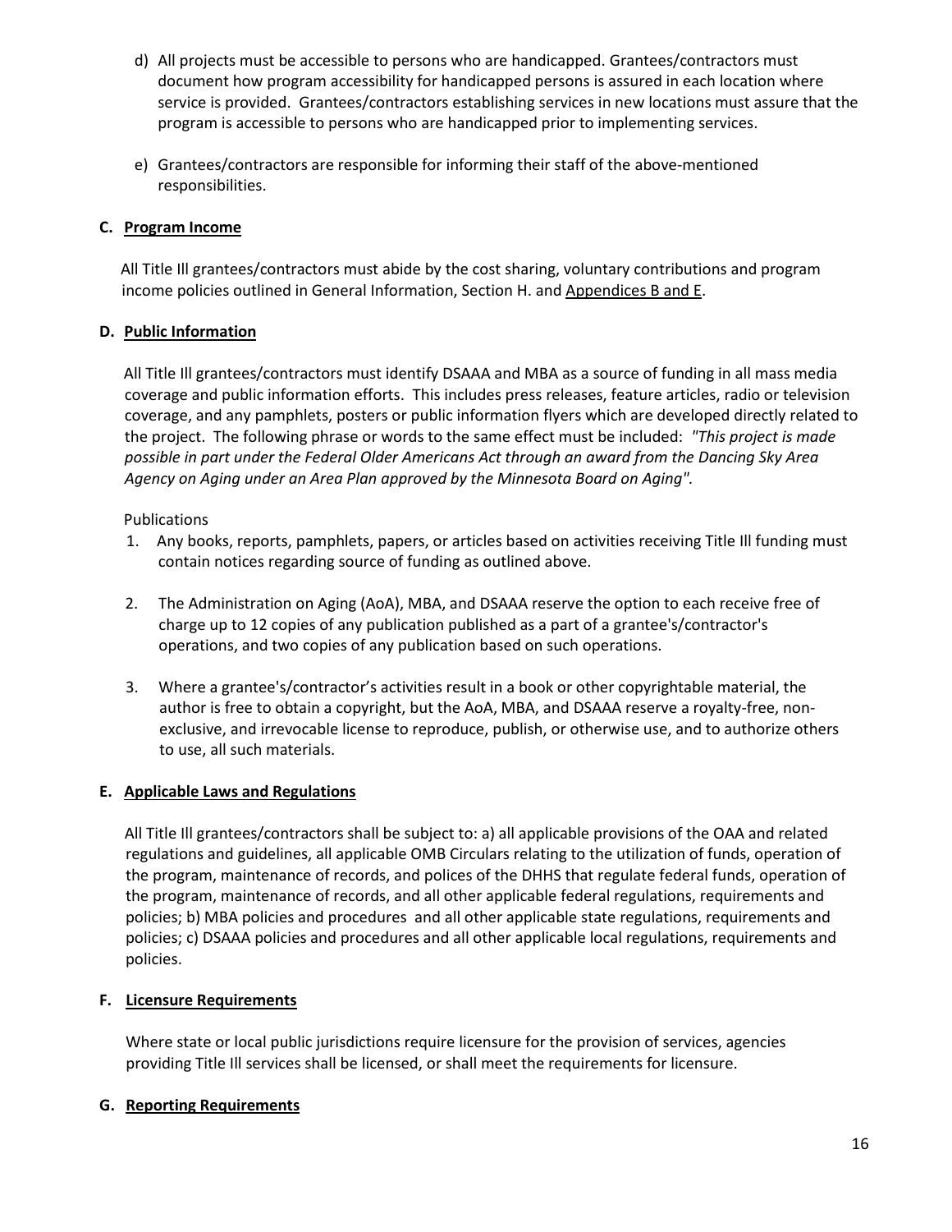d) All projects must be accessible to persons who are handicapped. Grantees/contractors must document how program accessibility for handicapped persons is assured in each location where service is provided. Grantees/contractors establishing services in new locations must assure that the program is accessible to persons who are handicapped prior to implementing services.

e) Grantees/contractors are responsible for informing their staff of the above-mentioned responsibilities.

### C. Program Income

All Title Ill grantees/contractors must abide by the cost sharing, voluntary contributions and program income policies outlined in General Information, Section H. and Appendices B and E.

### D. Public Information

All Title Ill grantees/contractors must identify DSAAA and MBA as a source of funding in all mass media coverage and public information efforts. This includes press releases, feature articles, radio or television coverage, and any pamphlets, posters or public information flyers which are developed directly related to the project. The following phrase or words to the same effect must be included: *"This project is made possible in part under the Federal Older Americans Act through an award from the Dancing Sky Area Agency on Aging under an Area Plan approved by the Minnesota Board on Aging".*

Publications

1. Any books, reports, pamphlets, papers, or articles based on activities receiving Title Ill funding must contain notices regarding source of funding as outlined above.

2. The Administration on Aging (AoA), MBA, and DSAAA reserve the option to each receive free of charge up to 12 copies of any publication published as a part of a grantee's/contractor's operations, and two copies of any publication based on such operations.

3. Where a grantee's/contractor's activities result in a book or other copyrightable material, the author is free to obtain a copyright, but the AoA, MBA, and DSAAA reserve a royalty-free, non-exclusive, and irrevocable license to reproduce, publish, or otherwise use, and to authorize others to use, all such materials.

### E. Applicable Laws and Regulations

All Title Ill grantees/contractors shall be subject to: a) all applicable provisions of the OAA and related regulations and guidelines, all applicable OMB Circulars relating to the utilization of funds, operation of the program, maintenance of records, and polices of the DHHS that regulate federal funds, operation of the program, maintenance of records, and all other applicable federal regulations, requirements and policies; b) MBA policies and procedures and all other applicable state regulations, requirements and policies; c) DSAAA policies and procedures and all other applicable local regulations, requirements and policies.

### F. Licensure Requirements

Where state or local public jurisdictions require licensure for the provision of services, agencies providing Title Ill services shall be licensed, or shall meet the requirements for licensure.

### G. Reporting Requirements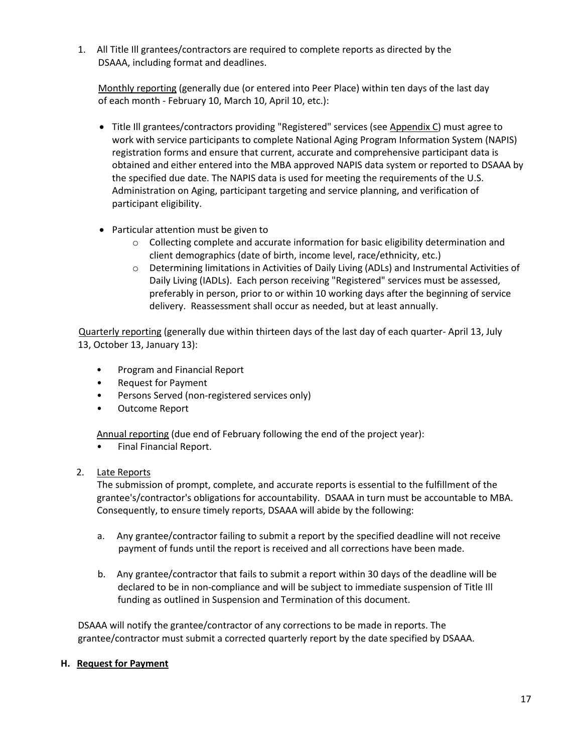1. All Title Ill grantees/contractors are required to complete reports as directed by the DSAAA, including format and deadlines.

   Monthly reporting (generally due (or entered into Peer Place) within ten days of the last day of each month - February 10, March 10, April 10, etc.):

   - Title Ill grantees/contractors providing "Registered" services (see Appendix C) must agree to work with service participants to complete National Aging Program Information System (NAPIS) registration forms and ensure that current, accurate and comprehensive participant data is obtained and either entered into the MBA approved NAPIS data system or reported to DSAAA by the specified due date. The NAPIS data is used for meeting the requirements of the U.S. Administration on Aging, participant targeting and service planning, and verification of participant eligibility.

   - Particular attention must be given to
     - Collecting complete and accurate information for basic eligibility determination and client demographics (date of birth, income level, race/ethnicity, etc.)
     - Determining limitations in Activities of Daily Living (ADLs) and Instrumental Activities of Daily Living (IADLs). Each person receiving "Registered" services must be assessed, preferably in person, prior to or within 10 working days after the beginning of service delivery. Reassessment shall occur as needed, but at least annually.

   Quarterly reporting (generally due within thirteen days of the last day of each quarter- April 13, July 13, October 13, January 13):

   - Program and Financial Report
   - Request for Payment
   - Persons Served (non-registered services only)
   - Outcome Report

   Annual reporting (due end of February following the end of the project year):

   - Final Financial Report.

2. Late Reports

   The submission of prompt, complete, and accurate reports is essential to the fulfillment of the grantee's/contractor's obligations for accountability. DSAAA in turn must be accountable to MBA. Consequently, to ensure timely reports, DSAAA will abide by the following:

   a. Any grantee/contractor failing to submit a report by the specified deadline will not receive payment of funds until the report is received and all corrections have been made.

   b. Any grantee/contractor that fails to submit a report within 30 days of the deadline will be declared to be in non-compliance and will be subject to immediate suspension of Title Ill funding as outlined in Suspension and Termination of this document.

   DSAAA will notify the grantee/contractor of any corrections to be made in reports. The grantee/contractor must submit a corrected quarterly report by the date specified by DSAAA.

**H. Request for Payment**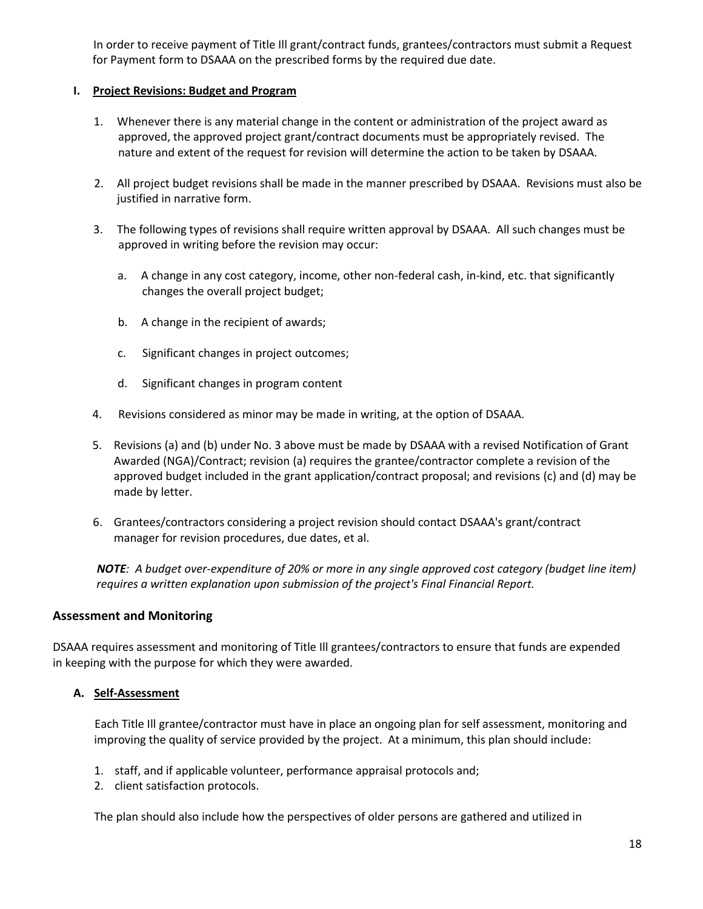In order to receive payment of Title Ill grant/contract funds, grantees/contractors must submit a Request for Payment form to DSAAA on the prescribed forms by the required due date.

**I. Project Revisions: Budget and Program**

1. Whenever there is any material change in the content or administration of the project award as approved, the approved project grant/contract documents must be appropriately revised. The nature and extent of the request for revision will determine the action to be taken by DSAAA.

2. All project budget revisions shall be made in the manner prescribed by DSAAA. Revisions must also be justified in narrative form.

3. The following types of revisions shall require written approval by DSAAA. All such changes must be approved in writing before the revision may occur:

   a. A change in any cost category, income, other non-federal cash, in-kind, etc. that significantly changes the overall project budget;

   b. A change in the recipient of awards;

   c. Significant changes in project outcomes;

   d. Significant changes in program content

4. Revisions considered as minor may be made in writing, at the option of DSAAA.

5. Revisions (a) and (b) under No. 3 above must be made by DSAAA with a revised Notification of Grant Awarded (NGA)/Contract; revision (a) requires the grantee/contractor complete a revision of the approved budget included in the grant application/contract proposal; and revisions (c) and (d) may be made by letter.

6. Grantees/contractors considering a project revision should contact DSAAA's grant/contract manager for revision procedures, due dates, et al.

***NOTE**: A budget over-expenditure of 20% or more in any single approved cost category (budget line item) requires a written explanation upon submission of the project's Final Financial Report.*

## Assessment and Monitoring

DSAAA requires assessment and monitoring of Title Ill grantees/contractors to ensure that funds are expended in keeping with the purpose for which they were awarded.

**A. Self-Assessment**

Each Title Ill grantee/contractor must have in place an ongoing plan for self assessment, monitoring and improving the quality of service provided by the project. At a minimum, this plan should include:

1. staff, and if applicable volunteer, performance appraisal protocols and;
2. client satisfaction protocols.

The plan should also include how the perspectives of older persons are gathered and utilized in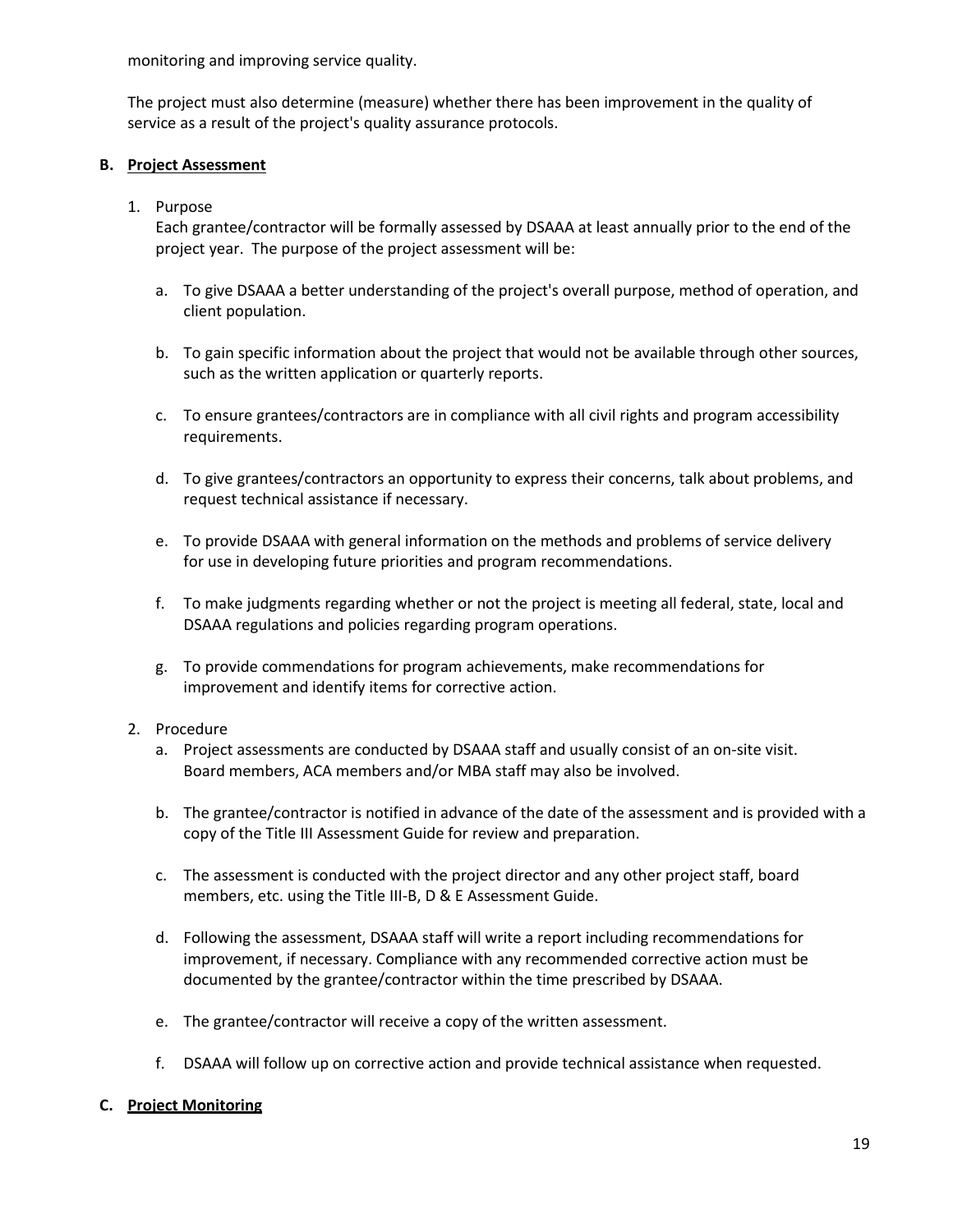monitoring and improving service quality.

The project must also determine (measure) whether there has been improvement in the quality of service as a result of the project's quality assurance protocols.

**B. <u>Project Assessment</u>**

1. Purpose

   Each grantee/contractor will be formally assessed by DSAAA at least annually prior to the end of the project year. The purpose of the project assessment will be:

   a. To give DSAAA a better understanding of the project's overall purpose, method of operation, and client population.

   b. To gain specific information about the project that would not be available through other sources, such as the written application or quarterly reports.

   c. To ensure grantees/contractors are in compliance with all civil rights and program accessibility requirements.

   d. To give grantees/contractors an opportunity to express their concerns, talk about problems, and request technical assistance if necessary.

   e. To provide DSAAA with general information on the methods and problems of service delivery for use in developing future priorities and program recommendations.

   f. To make judgments regarding whether or not the project is meeting all federal, state, local and DSAAA regulations and policies regarding program operations.

   g. To provide commendations for program achievements, make recommendations for improvement and identify items for corrective action.

2. Procedure

   a. Project assessments are conducted by DSAAA staff and usually consist of an on-site visit. Board members, ACA members and/or MBA staff may also be involved.

   b. The grantee/contractor is notified in advance of the date of the assessment and is provided with a copy of the Title III Assessment Guide for review and preparation.

   c. The assessment is conducted with the project director and any other project staff, board members, etc. using the Title III-B, D & E Assessment Guide.

   d. Following the assessment, DSAAA staff will write a report including recommendations for improvement, if necessary. Compliance with any recommended corrective action must be documented by the grantee/contractor within the time prescribed by DSAAA.

   e. The grantee/contractor will receive a copy of the written assessment.

   f. DSAAA will follow up on corrective action and provide technical assistance when requested.

**C. <u>Project Monitoring</u>**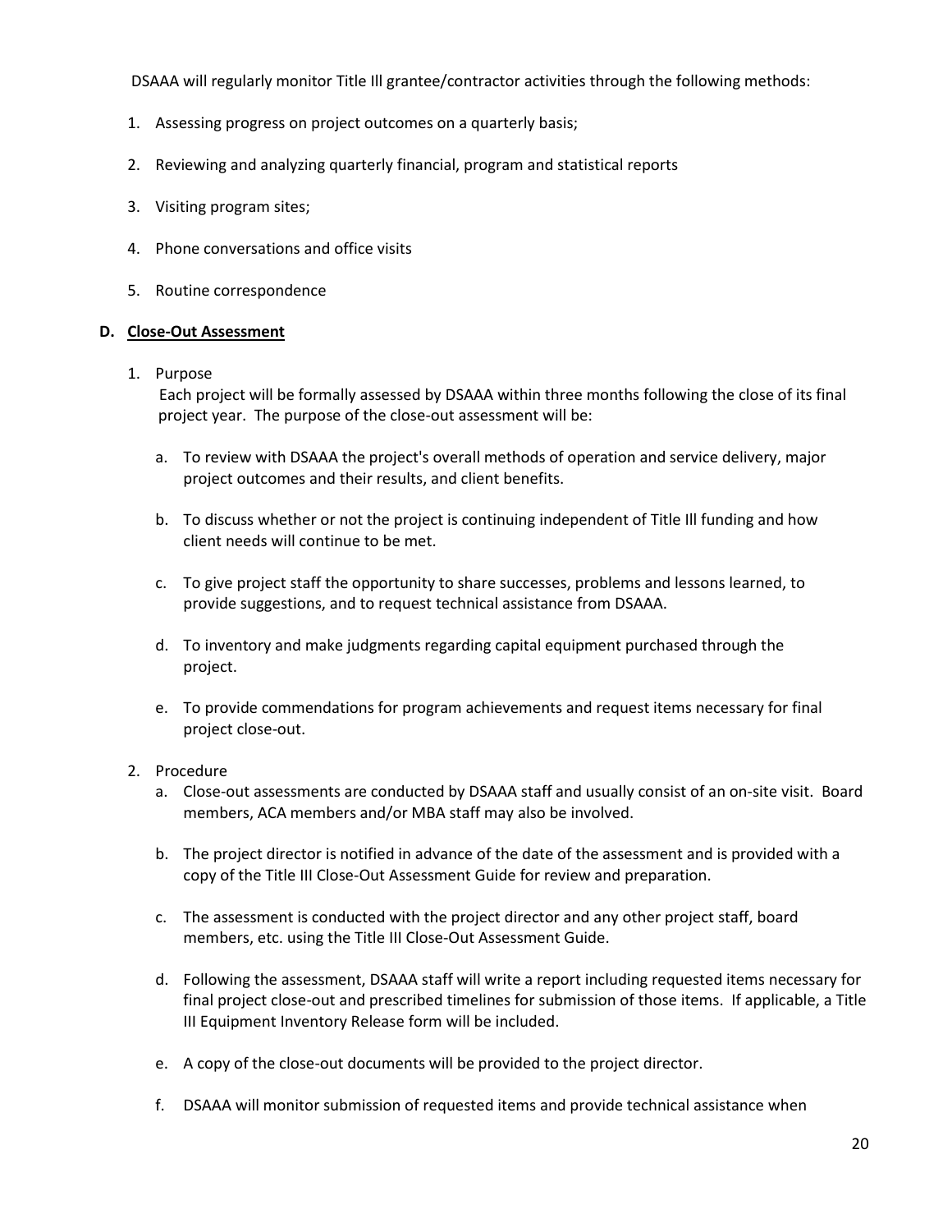DSAAA will regularly monitor Title Ill grantee/contractor activities through the following methods:

1. Assessing progress on project outcomes on a quarterly basis;
2. Reviewing and analyzing quarterly financial, program and statistical reports
3. Visiting program sites;
4. Phone conversations and office visits
5. Routine correspondence

**D. Close-Out Assessment**

1. Purpose
   Each project will be formally assessed by DSAAA within three months following the close of its final project year. The purpose of the close-out assessment will be:

   a. To review with DSAAA the project's overall methods of operation and service delivery, major project outcomes and their results, and client benefits.

   b. To discuss whether or not the project is continuing independent of Title Ill funding and how client needs will continue to be met.

   c. To give project staff the opportunity to share successes, problems and lessons learned, to provide suggestions, and to request technical assistance from DSAAA.

   d. To inventory and make judgments regarding capital equipment purchased through the project.

   e. To provide commendations for program achievements and request items necessary for final project close-out.

2. Procedure
   a. Close-out assessments are conducted by DSAAA staff and usually consist of an on-site visit. Board members, ACA members and/or MBA staff may also be involved.

   b. The project director is notified in advance of the date of the assessment and is provided with a copy of the Title III Close-Out Assessment Guide for review and preparation.

   c. The assessment is conducted with the project director and any other project staff, board members, etc. using the Title III Close-Out Assessment Guide.

   d. Following the assessment, DSAAA staff will write a report including requested items necessary for final project close-out and prescribed timelines for submission of those items. If applicable, a Title III Equipment Inventory Release form will be included.

   e. A copy of the close-out documents will be provided to the project director.

   f. DSAAA will monitor submission of requested items and provide technical assistance when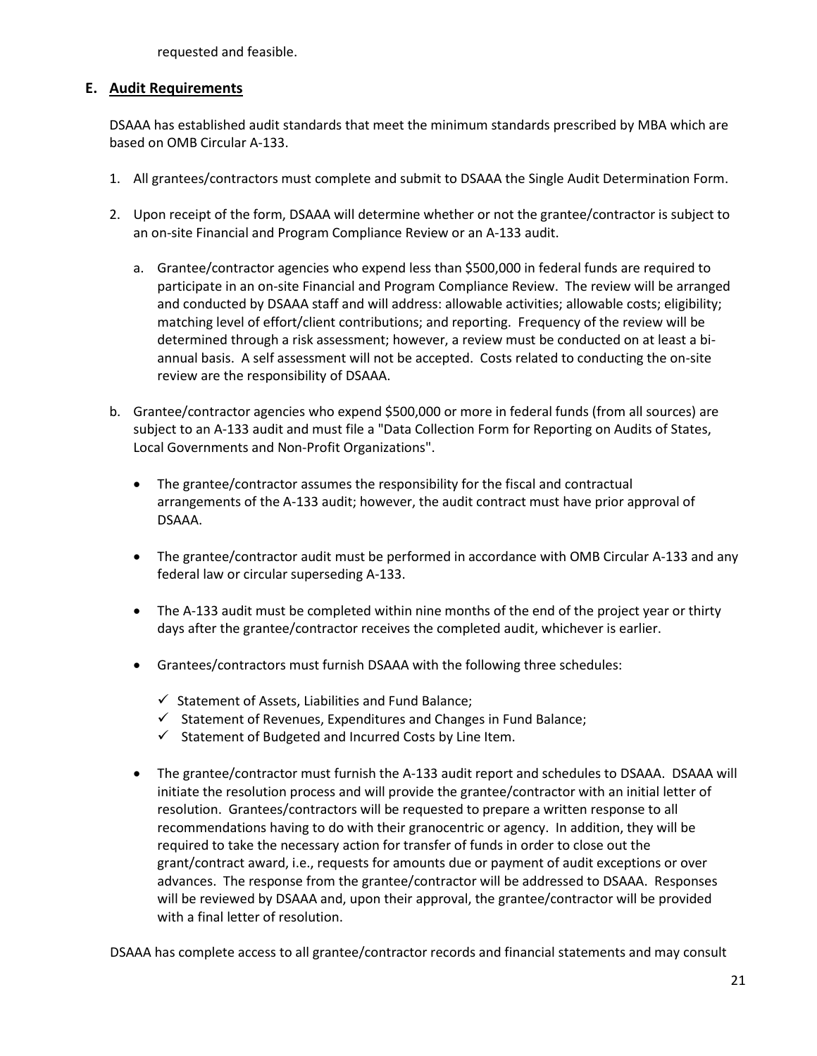requested and feasible.

## E. Audit Requirements

DSAAA has established audit standards that meet the minimum standards prescribed by MBA which are based on OMB Circular A-133.

1. All grantees/contractors must complete and submit to DSAAA the Single Audit Determination Form.

2. Upon receipt of the form, DSAAA will determine whether or not the grantee/contractor is subject to an on-site Financial and Program Compliance Review or an A-133 audit.

   a. Grantee/contractor agencies who expend less than $500,000 in federal funds are required to participate in an on-site Financial and Program Compliance Review. The review will be arranged and conducted by DSAAA staff and will address: allowable activities; allowable costs; eligibility; matching level of effort/client contributions; and reporting. Frequency of the review will be determined through a risk assessment; however, a review must be conducted on at least a bi-annual basis. A self assessment will not be accepted. Costs related to conducting the on-site review are the responsibility of DSAAA.

b. Grantee/contractor agencies who expend $500,000 or more in federal funds (from all sources) are subject to an A-133 audit and must file a "Data Collection Form for Reporting on Audits of States, Local Governments and Non-Profit Organizations".

   - The grantee/contractor assumes the responsibility for the fiscal and contractual arrangements of the A-133 audit; however, the audit contract must have prior approval of DSAAA.

   - The grantee/contractor audit must be performed in accordance with OMB Circular A-133 and any federal law or circular superseding A-133.

   - The A-133 audit must be completed within nine months of the end of the project year or thirty days after the grantee/contractor receives the completed audit, whichever is earlier.

   - Grantees/contractors must furnish DSAAA with the following three schedules:

     - ✓ Statement of Assets, Liabilities and Fund Balance;
     - ✓ Statement of Revenues, Expenditures and Changes in Fund Balance;
     - ✓ Statement of Budgeted and Incurred Costs by Line Item.

   - The grantee/contractor must furnish the A-133 audit report and schedules to DSAAA. DSAAA will initiate the resolution process and will provide the grantee/contractor with an initial letter of resolution. Grantees/contractors will be requested to prepare a written response to all recommendations having to do with their granocentric or agency. In addition, they will be required to take the necessary action for transfer of funds in order to close out the grant/contract award, i.e., requests for amounts due or payment of audit exceptions or over advances. The response from the grantee/contractor will be addressed to DSAAA. Responses will be reviewed by DSAAA and, upon their approval, the grantee/contractor will be provided with a final letter of resolution.

DSAAA has complete access to all grantee/contractor records and financial statements and may consult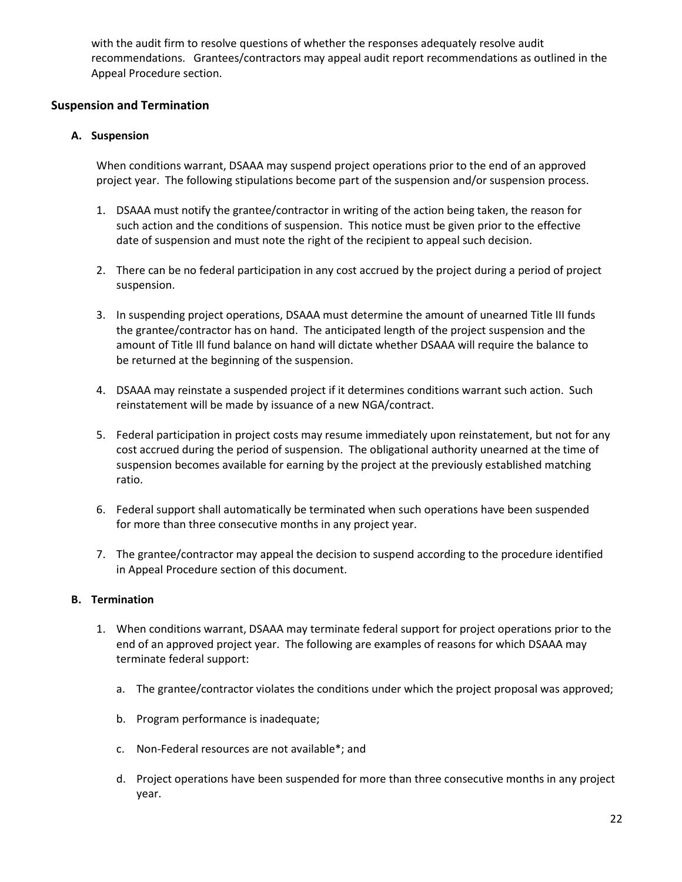with the audit firm to resolve questions of whether the responses adequately resolve audit recommendations. Grantees/contractors may appeal audit report recommendations as outlined in the Appeal Procedure section.

## Suspension and Termination

### A. Suspension

When conditions warrant, DSAAA may suspend project operations prior to the end of an approved project year. The following stipulations become part of the suspension and/or suspension process.

1. DSAAA must notify the grantee/contractor in writing of the action being taken, the reason for such action and the conditions of suspension. This notice must be given prior to the effective date of suspension and must note the right of the recipient to appeal such decision.

2. There can be no federal participation in any cost accrued by the project during a period of project suspension.

3. In suspending project operations, DSAAA must determine the amount of unearned Title III funds the grantee/contractor has on hand. The anticipated length of the project suspension and the amount of Title Ill fund balance on hand will dictate whether DSAAA will require the balance to be returned at the beginning of the suspension.

4. DSAAA may reinstate a suspended project if it determines conditions warrant such action. Such reinstatement will be made by issuance of a new NGA/contract.

5. Federal participation in project costs may resume immediately upon reinstatement, but not for any cost accrued during the period of suspension. The obligational authority unearned at the time of suspension becomes available for earning by the project at the previously established matching ratio.

6. Federal support shall automatically be terminated when such operations have been suspended for more than three consecutive months in any project year.

7. The grantee/contractor may appeal the decision to suspend according to the procedure identified in Appeal Procedure section of this document.

### B. Termination

1. When conditions warrant, DSAAA may terminate federal support for project operations prior to the end of an approved project year. The following are examples of reasons for which DSAAA may terminate federal support:

   a. The grantee/contractor violates the conditions under which the project proposal was approved;

   b. Program performance is inadequate;

   c. Non-Federal resources are not available*; and

   d. Project operations have been suspended for more than three consecutive months in any project year.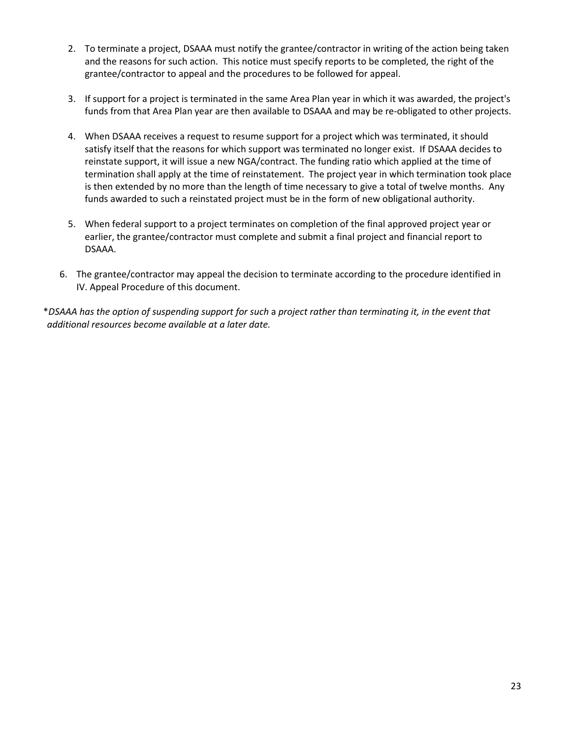2. To terminate a project, DSAAA must notify the grantee/contractor in writing of the action being taken and the reasons for such action. This notice must specify reports to be completed, the right of the grantee/contractor to appeal and the procedures to be followed for appeal.

3. If support for a project is terminated in the same Area Plan year in which it was awarded, the project's funds from that Area Plan year are then available to DSAAA and may be re-obligated to other projects.

4. When DSAAA receives a request to resume support for a project which was terminated, it should satisfy itself that the reasons for which support was terminated no longer exist. If DSAAA decides to reinstate support, it will issue a new NGA/contract. The funding ratio which applied at the time of termination shall apply at the time of reinstatement. The project year in which termination took place is then extended by no more than the length of time necessary to give a total of twelve months. Any funds awarded to such a reinstated project must be in the form of new obligational authority.

5. When federal support to a project terminates on completion of the final approved project year or earlier, the grantee/contractor must complete and submit a final project and financial report to DSAAA.

6. The grantee/contractor may appeal the decision to terminate according to the procedure identified in IV. Appeal Procedure of this document.

**DSAAA has the option of suspending support for such* a *project rather than terminating it, in the event that additional resources become available at a later date.*